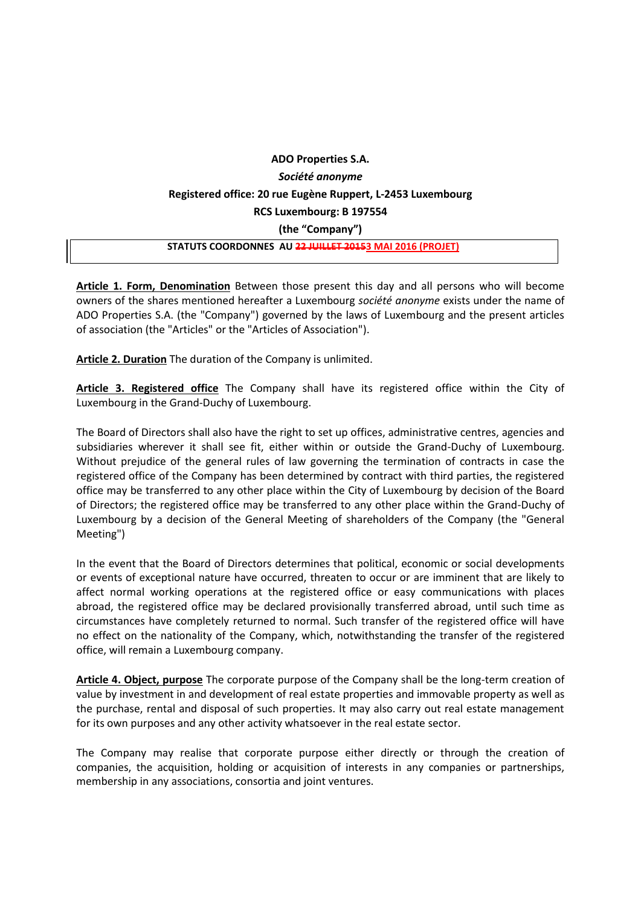**ADO Properties S.A.**

***Société anonyme***

**Registered office: 20 rue Eugène Ruppert, L-2453 Luxembourg**

**RCS Luxembourg: B 197554**

**(the "Company")**

**STATUTS COORDONNES AU ~~22 JUILLET 2015~~3 MAI 2016 (PROJET)**

**Article 1. Form, Denomination** Between those present this day and all persons who will become owners of the shares mentioned hereafter a Luxembourg *société anonyme* exists under the name of ADO Properties S.A. (the "Company") governed by the laws of Luxembourg and the present articles of association (the "Articles" or the "Articles of Association").

**Article 2. Duration** The duration of the Company is unlimited.

**Article 3. Registered office** The Company shall have its registered office within the City of Luxembourg in the Grand-Duchy of Luxembourg.

The Board of Directors shall also have the right to set up offices, administrative centres, agencies and subsidiaries wherever it shall see fit, either within or outside the Grand-Duchy of Luxembourg. Without prejudice of the general rules of law governing the termination of contracts in case the registered office of the Company has been determined by contract with third parties, the registered office may be transferred to any other place within the City of Luxembourg by decision of the Board of Directors; the registered office may be transferred to any other place within the Grand-Duchy of Luxembourg by a decision of the General Meeting of shareholders of the Company (the "General Meeting")

In the event that the Board of Directors determines that political, economic or social developments or events of exceptional nature have occurred, threaten to occur or are imminent that are likely to affect normal working operations at the registered office or easy communications with places abroad, the registered office may be declared provisionally transferred abroad, until such time as circumstances have completely returned to normal. Such transfer of the registered office will have no effect on the nationality of the Company, which, notwithstanding the transfer of the registered office, will remain a Luxembourg company.

**Article 4. Object, purpose** The corporate purpose of the Company shall be the long-term creation of value by investment in and development of real estate properties and immovable property as well as the purchase, rental and disposal of such properties. It may also carry out real estate management for its own purposes and any other activity whatsoever in the real estate sector.

The Company may realise that corporate purpose either directly or through the creation of companies, the acquisition, holding or acquisition of interests in any companies or partnerships, membership in any associations, consortia and joint ventures.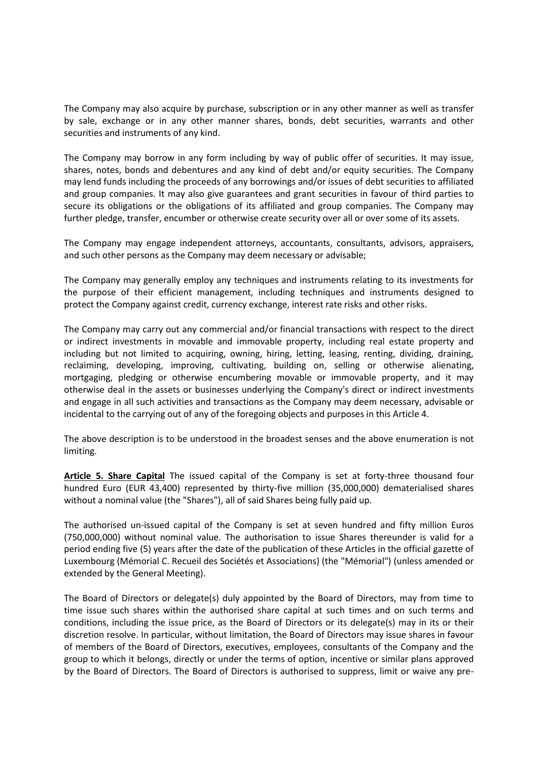The Company may also acquire by purchase, subscription or in any other manner as well as transfer by sale, exchange or in any other manner shares, bonds, debt securities, warrants and other securities and instruments of any kind.

The Company may borrow in any form including by way of public offer of securities. It may issue, shares, notes, bonds and debentures and any kind of debt and/or equity securities. The Company may lend funds including the proceeds of any borrowings and/or issues of debt securities to affiliated and group companies. It may also give guarantees and grant securities in favour of third parties to secure its obligations or the obligations of its affiliated and group companies. The Company may further pledge, transfer, encumber or otherwise create security over all or over some of its assets.

The Company may engage independent attorneys, accountants, consultants, advisors, appraisers, and such other persons as the Company may deem necessary or advisable;

The Company may generally employ any techniques and instruments relating to its investments for the purpose of their efficient management, including techniques and instruments designed to protect the Company against credit, currency exchange, interest rate risks and other risks.

The Company may carry out any commercial and/or financial transactions with respect to the direct or indirect investments in movable and immovable property, including real estate property and including but not limited to acquiring, owning, hiring, letting, leasing, renting, dividing, draining, reclaiming, developing, improving, cultivating, building on, selling or otherwise alienating, mortgaging, pledging or otherwise encumbering movable or immovable property, and it may otherwise deal in the assets or businesses underlying the Company's direct or indirect investments and engage in all such activities and transactions as the Company may deem necessary, advisable or incidental to the carrying out of any of the foregoing objects and purposes in this Article 4.

The above description is to be understood in the broadest senses and the above enumeration is not limiting.

**Article 5. Share Capital** The issued capital of the Company is set at forty-three thousand four hundred Euro (EUR 43,400) represented by thirty-five million (35,000,000) dematerialised shares without a nominal value (the "Shares"), all of said Shares being fully paid up.

The authorised un-issued capital of the Company is set at seven hundred and fifty million Euros (750,000,000) without nominal value. The authorisation to issue Shares thereunder is valid for a period ending five (5) years after the date of the publication of these Articles in the official gazette of Luxembourg (Mémorial C. Recueil des Sociétés et Associations) (the "Mémorial") (unless amended or extended by the General Meeting).

The Board of Directors or delegate(s) duly appointed by the Board of Directors, may from time to time issue such shares within the authorised share capital at such times and on such terms and conditions, including the issue price, as the Board of Directors or its delegate(s) may in its or their discretion resolve. In particular, without limitation, the Board of Directors may issue shares in favour of members of the Board of Directors, executives, employees, consultants of the Company and the group to which it belongs, directly or under the terms of option, incentive or similar plans approved by the Board of Directors. The Board of Directors is authorised to suppress, limit or waive any pre-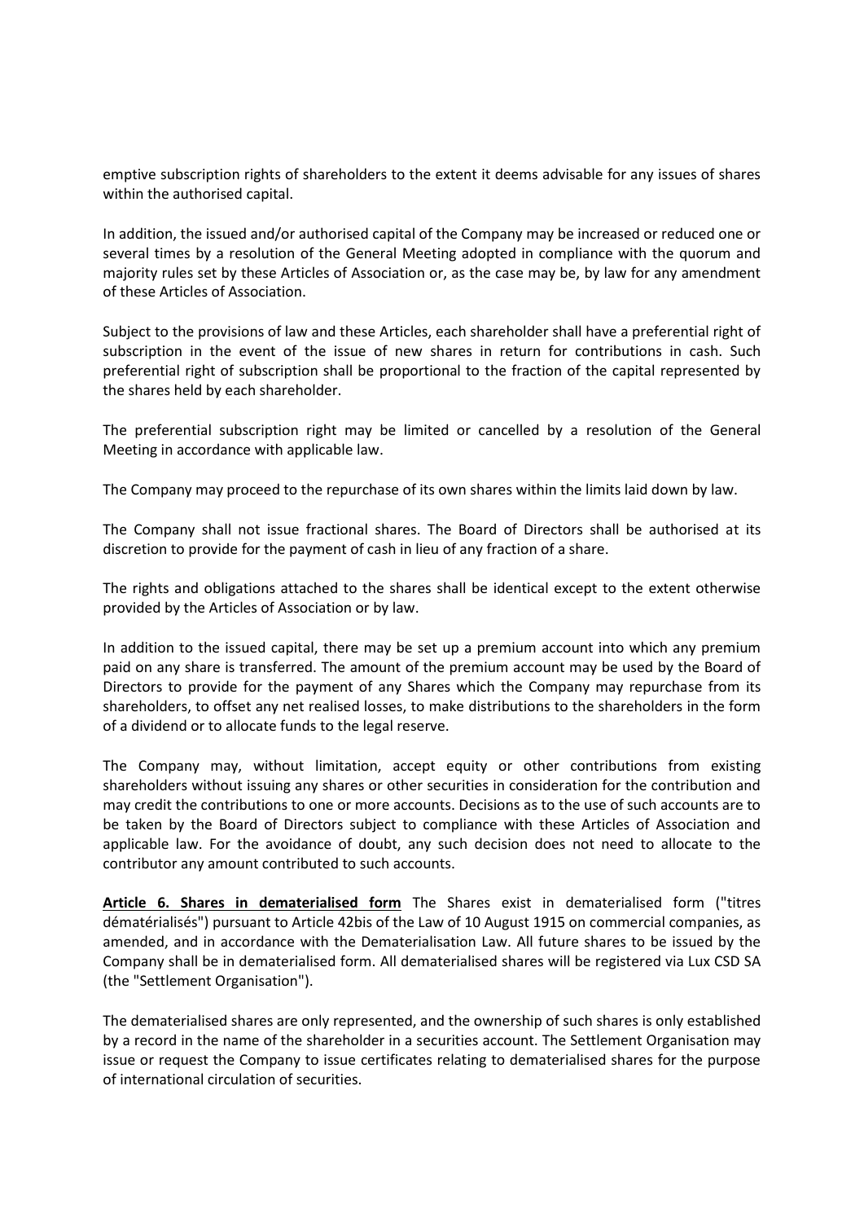emptive subscription rights of shareholders to the extent it deems advisable for any issues of shares within the authorised capital.

In addition, the issued and/or authorised capital of the Company may be increased or reduced one or several times by a resolution of the General Meeting adopted in compliance with the quorum and majority rules set by these Articles of Association or, as the case may be, by law for any amendment of these Articles of Association.

Subject to the provisions of law and these Articles, each shareholder shall have a preferential right of subscription in the event of the issue of new shares in return for contributions in cash. Such preferential right of subscription shall be proportional to the fraction of the capital represented by the shares held by each shareholder.

The preferential subscription right may be limited or cancelled by a resolution of the General Meeting in accordance with applicable law.

The Company may proceed to the repurchase of its own shares within the limits laid down by law.

The Company shall not issue fractional shares. The Board of Directors shall be authorised at its discretion to provide for the payment of cash in lieu of any fraction of a share.

The rights and obligations attached to the shares shall be identical except to the extent otherwise provided by the Articles of Association or by law.

In addition to the issued capital, there may be set up a premium account into which any premium paid on any share is transferred. The amount of the premium account may be used by the Board of Directors to provide for the payment of any Shares which the Company may repurchase from its shareholders, to offset any net realised losses, to make distributions to the shareholders in the form of a dividend or to allocate funds to the legal reserve.

The Company may, without limitation, accept equity or other contributions from existing shareholders without issuing any shares or other securities in consideration for the contribution and may credit the contributions to one or more accounts. Decisions as to the use of such accounts are to be taken by the Board of Directors subject to compliance with these Articles of Association and applicable law. For the avoidance of doubt, any such decision does not need to allocate to the contributor any amount contributed to such accounts.

**Article 6. Shares in dematerialised form** The Shares exist in dematerialised form ("titres dématérialisés") pursuant to Article 42bis of the Law of 10 August 1915 on commercial companies, as amended, and in accordance with the Dematerialisation Law. All future shares to be issued by the Company shall be in dematerialised form. All dematerialised shares will be registered via Lux CSD SA (the "Settlement Organisation").

The dematerialised shares are only represented, and the ownership of such shares is only established by a record in the name of the shareholder in a securities account. The Settlement Organisation may issue or request the Company to issue certificates relating to dematerialised shares for the purpose of international circulation of securities.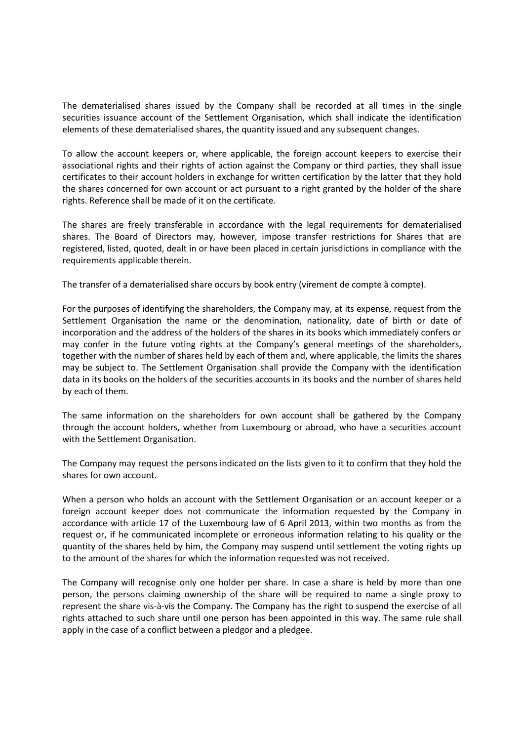The dematerialised shares issued by the Company shall be recorded at all times in the single securities issuance account of the Settlement Organisation, which shall indicate the identification elements of these dematerialised shares, the quantity issued and any subsequent changes.

To allow the account keepers or, where applicable, the foreign account keepers to exercise their associational rights and their rights of action against the Company or third parties, they shall issue certificates to their account holders in exchange for written certification by the latter that they hold the shares concerned for own account or act pursuant to a right granted by the holder of the share rights. Reference shall be made of it on the certificate.

The shares are freely transferable in accordance with the legal requirements for dematerialised shares. The Board of Directors may, however, impose transfer restrictions for Shares that are registered, listed, quoted, dealt in or have been placed in certain jurisdictions in compliance with the requirements applicable therein.

The transfer of a dematerialised share occurs by book entry (virement de compte à compte).

For the purposes of identifying the shareholders, the Company may, at its expense, request from the Settlement Organisation the name or the denomination, nationality, date of birth or date of incorporation and the address of the holders of the shares in its books which immediately confers or may confer in the future voting rights at the Company's general meetings of the shareholders, together with the number of shares held by each of them and, where applicable, the limits the shares may be subject to. The Settlement Organisation shall provide the Company with the identification data in its books on the holders of the securities accounts in its books and the number of shares held by each of them.

The same information on the shareholders for own account shall be gathered by the Company through the account holders, whether from Luxembourg or abroad, who have a securities account with the Settlement Organisation.

The Company may request the persons indicated on the lists given to it to confirm that they hold the shares for own account.

When a person who holds an account with the Settlement Organisation or an account keeper or a foreign account keeper does not communicate the information requested by the Company in accordance with article 17 of the Luxembourg law of 6 April 2013, within two months as from the request or, if he communicated incomplete or erroneous information relating to his quality or the quantity of the shares held by him, the Company may suspend until settlement the voting rights up to the amount of the shares for which the information requested was not received.

The Company will recognise only one holder per share. In case a share is held by more than one person, the persons claiming ownership of the share will be required to name a single proxy to represent the share vis-à-vis the Company. The Company has the right to suspend the exercise of all rights attached to such share until one person has been appointed in this way. The same rule shall apply in the case of a conflict between a pledgor and a pledgee.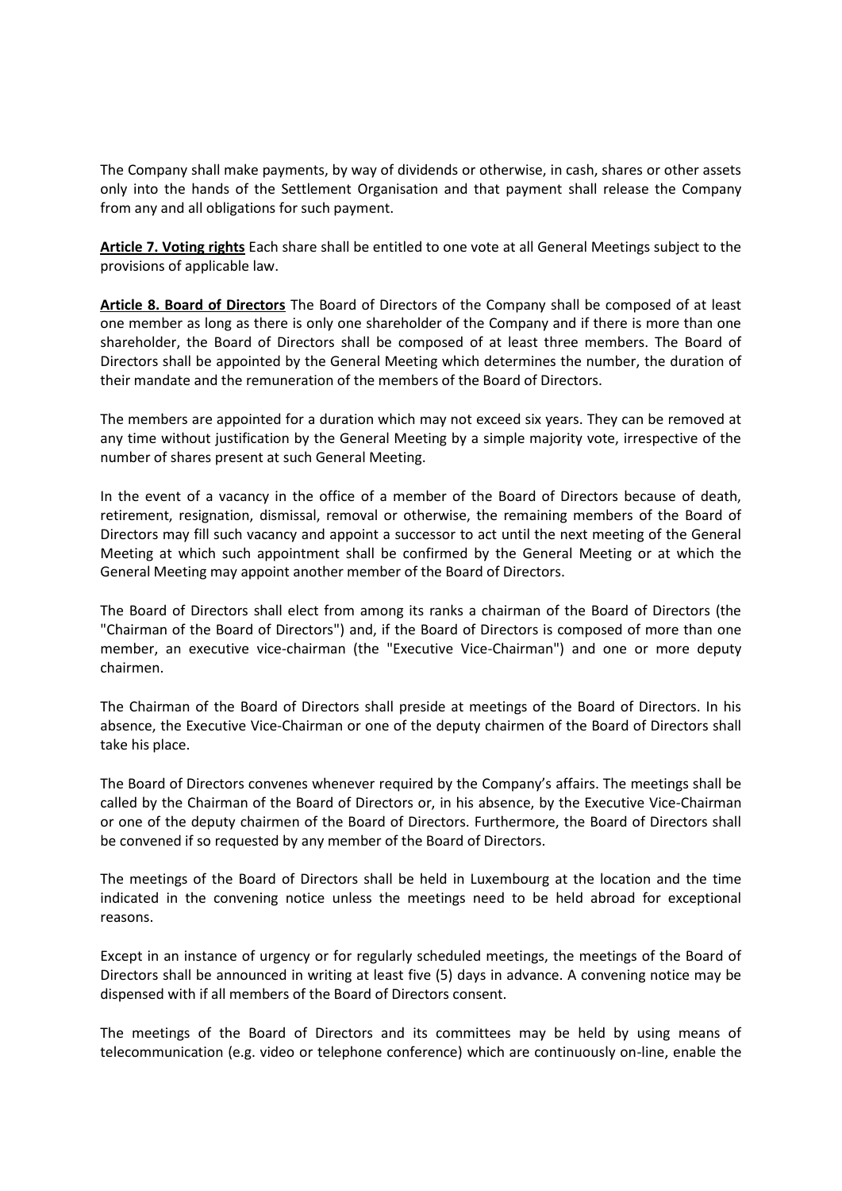The Company shall make payments, by way of dividends or otherwise, in cash, shares or other assets only into the hands of the Settlement Organisation and that payment shall release the Company from any and all obligations for such payment.

**Article 7. Voting rights** Each share shall be entitled to one vote at all General Meetings subject to the provisions of applicable law.

**Article 8. Board of Directors** The Board of Directors of the Company shall be composed of at least one member as long as there is only one shareholder of the Company and if there is more than one shareholder, the Board of Directors shall be composed of at least three members. The Board of Directors shall be appointed by the General Meeting which determines the number, the duration of their mandate and the remuneration of the members of the Board of Directors.

The members are appointed for a duration which may not exceed six years. They can be removed at any time without justification by the General Meeting by a simple majority vote, irrespective of the number of shares present at such General Meeting.

In the event of a vacancy in the office of a member of the Board of Directors because of death, retirement, resignation, dismissal, removal or otherwise, the remaining members of the Board of Directors may fill such vacancy and appoint a successor to act until the next meeting of the General Meeting at which such appointment shall be confirmed by the General Meeting or at which the General Meeting may appoint another member of the Board of Directors.

The Board of Directors shall elect from among its ranks a chairman of the Board of Directors (the "Chairman of the Board of Directors") and, if the Board of Directors is composed of more than one member, an executive vice-chairman (the "Executive Vice-Chairman") and one or more deputy chairmen.

The Chairman of the Board of Directors shall preside at meetings of the Board of Directors. In his absence, the Executive Vice-Chairman or one of the deputy chairmen of the Board of Directors shall take his place.

The Board of Directors convenes whenever required by the Company's affairs. The meetings shall be called by the Chairman of the Board of Directors or, in his absence, by the Executive Vice-Chairman or one of the deputy chairmen of the Board of Directors. Furthermore, the Board of Directors shall be convened if so requested by any member of the Board of Directors.

The meetings of the Board of Directors shall be held in Luxembourg at the location and the time indicated in the convening notice unless the meetings need to be held abroad for exceptional reasons.

Except in an instance of urgency or for regularly scheduled meetings, the meetings of the Board of Directors shall be announced in writing at least five (5) days in advance. A convening notice may be dispensed with if all members of the Board of Directors consent.

The meetings of the Board of Directors and its committees may be held by using means of telecommunication (e.g. video or telephone conference) which are continuously on-line, enable the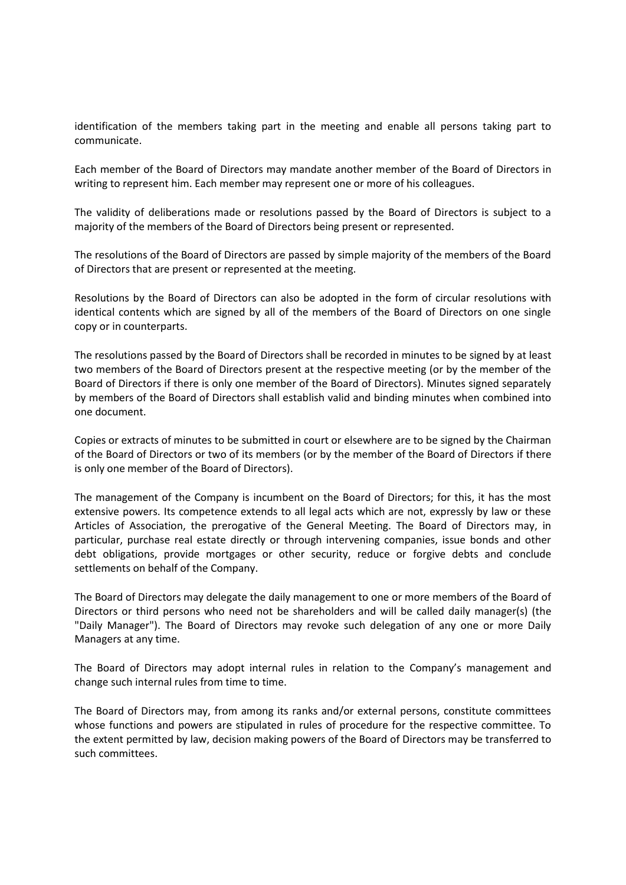identification of the members taking part in the meeting and enable all persons taking part to communicate.

Each member of the Board of Directors may mandate another member of the Board of Directors in writing to represent him. Each member may represent one or more of his colleagues.

The validity of deliberations made or resolutions passed by the Board of Directors is subject to a majority of the members of the Board of Directors being present or represented.

The resolutions of the Board of Directors are passed by simple majority of the members of the Board of Directors that are present or represented at the meeting.

Resolutions by the Board of Directors can also be adopted in the form of circular resolutions with identical contents which are signed by all of the members of the Board of Directors on one single copy or in counterparts.

The resolutions passed by the Board of Directors shall be recorded in minutes to be signed by at least two members of the Board of Directors present at the respective meeting (or by the member of the Board of Directors if there is only one member of the Board of Directors). Minutes signed separately by members of the Board of Directors shall establish valid and binding minutes when combined into one document.

Copies or extracts of minutes to be submitted in court or elsewhere are to be signed by the Chairman of the Board of Directors or two of its members (or by the member of the Board of Directors if there is only one member of the Board of Directors).

The management of the Company is incumbent on the Board of Directors; for this, it has the most extensive powers. Its competence extends to all legal acts which are not, expressly by law or these Articles of Association, the prerogative of the General Meeting. The Board of Directors may, in particular, purchase real estate directly or through intervening companies, issue bonds and other debt obligations, provide mortgages or other security, reduce or forgive debts and conclude settlements on behalf of the Company.

The Board of Directors may delegate the daily management to one or more members of the Board of Directors or third persons who need not be shareholders and will be called daily manager(s) (the "Daily Manager"). The Board of Directors may revoke such delegation of any one or more Daily Managers at any time.

The Board of Directors may adopt internal rules in relation to the Company's management and change such internal rules from time to time.

The Board of Directors may, from among its ranks and/or external persons, constitute committees whose functions and powers are stipulated in rules of procedure for the respective committee. To the extent permitted by law, decision making powers of the Board of Directors may be transferred to such committees.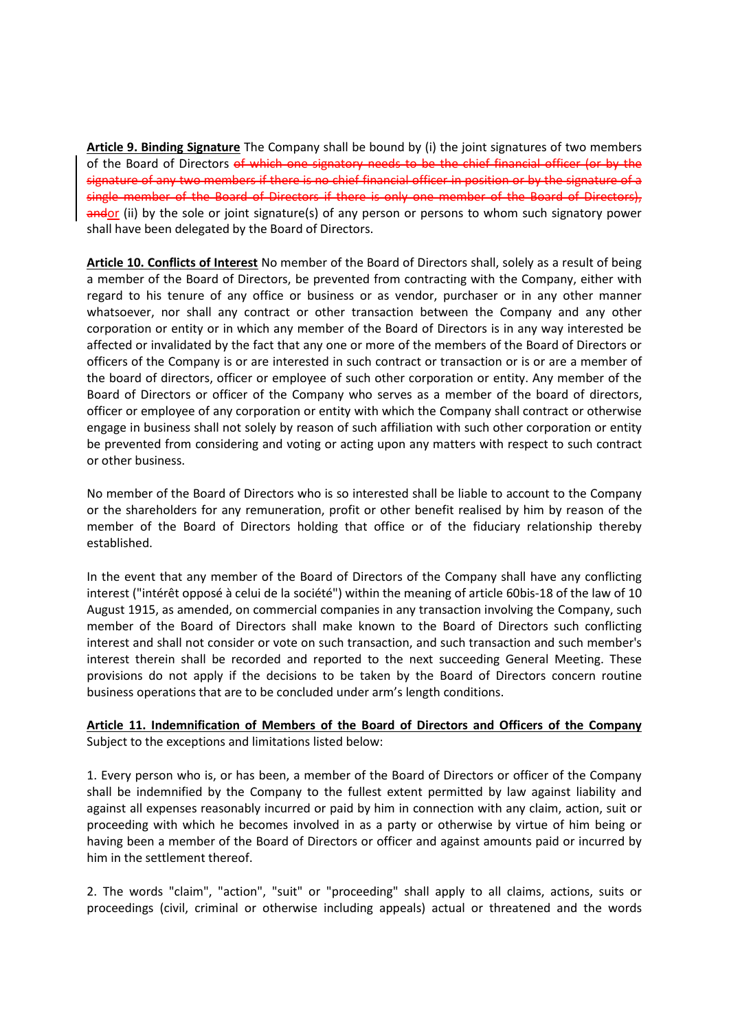**Article 9. Binding Signature** The Company shall be bound by (i) the joint signatures of two members of the Board of Directors ~~of which one signatory needs to be the chief financial officer (or by the signature of any two members if there is no chief financial officer in position or by the signature of a single member of the Board of Directors if there is only one member of the Board of Directors),~~ ~~and~~or (ii) by the sole or joint signature(s) of any person or persons to whom such signatory power shall have been delegated by the Board of Directors.

**Article 10. Conflicts of Interest** No member of the Board of Directors shall, solely as a result of being a member of the Board of Directors, be prevented from contracting with the Company, either with regard to his tenure of any office or business or as vendor, purchaser or in any other manner whatsoever, nor shall any contract or other transaction between the Company and any other corporation or entity or in which any member of the Board of Directors is in any way interested be affected or invalidated by the fact that any one or more of the members of the Board of Directors or officers of the Company is or are interested in such contract or transaction or is or are a member of the board of directors, officer or employee of such other corporation or entity. Any member of the Board of Directors or officer of the Company who serves as a member of the board of directors, officer or employee of any corporation or entity with which the Company shall contract or otherwise engage in business shall not solely by reason of such affiliation with such other corporation or entity be prevented from considering and voting or acting upon any matters with respect to such contract or other business.

No member of the Board of Directors who is so interested shall be liable to account to the Company or the shareholders for any remuneration, profit or other benefit realised by him by reason of the member of the Board of Directors holding that office or of the fiduciary relationship thereby established.

In the event that any member of the Board of Directors of the Company shall have any conflicting interest ("intérêt opposé à celui de la société") within the meaning of article 60bis-18 of the law of 10 August 1915, as amended, on commercial companies in any transaction involving the Company, such member of the Board of Directors shall make known to the Board of Directors such conflicting interest and shall not consider or vote on such transaction, and such transaction and such member's interest therein shall be recorded and reported to the next succeeding General Meeting. These provisions do not apply if the decisions to be taken by the Board of Directors concern routine business operations that are to be concluded under arm's length conditions.

**Article 11. Indemnification of Members of the Board of Directors and Officers of the Company** Subject to the exceptions and limitations listed below:

1. Every person who is, or has been, a member of the Board of Directors or officer of the Company shall be indemnified by the Company to the fullest extent permitted by law against liability and against all expenses reasonably incurred or paid by him in connection with any claim, action, suit or proceeding with which he becomes involved in as a party or otherwise by virtue of him being or having been a member of the Board of Directors or officer and against amounts paid or incurred by him in the settlement thereof.

2. The words "claim", "action", "suit" or "proceeding" shall apply to all claims, actions, suits or proceedings (civil, criminal or otherwise including appeals) actual or threatened and the words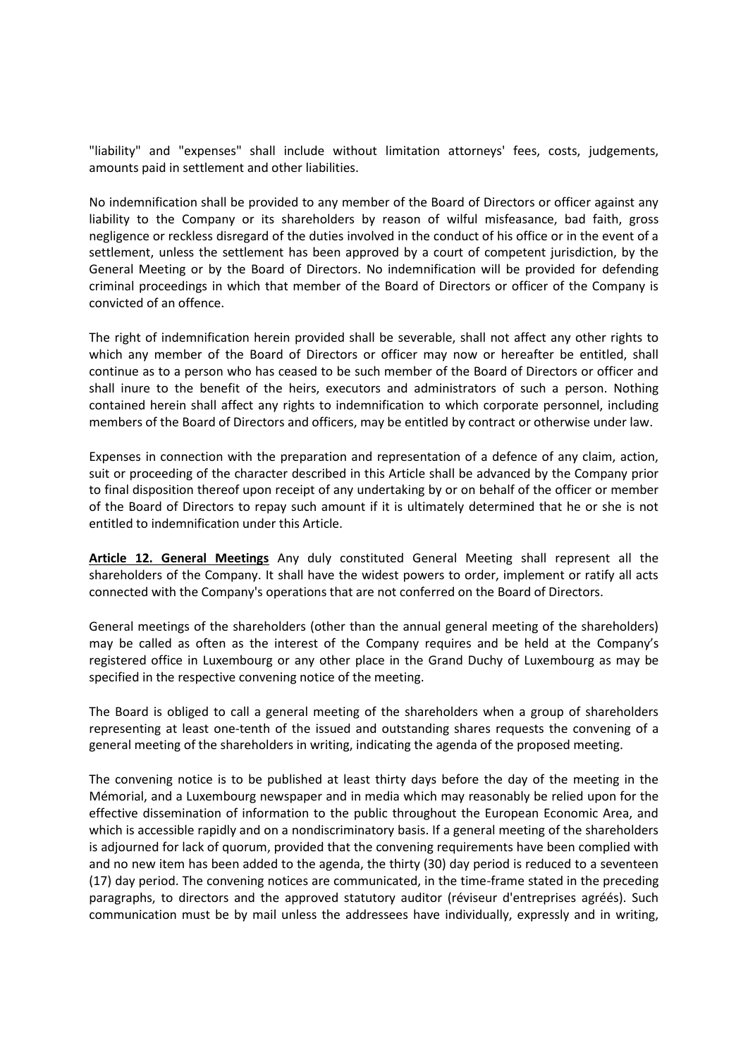"liability" and "expenses" shall include without limitation attorneys' fees, costs, judgements, amounts paid in settlement and other liabilities.

No indemnification shall be provided to any member of the Board of Directors or officer against any liability to the Company or its shareholders by reason of wilful misfeasance, bad faith, gross negligence or reckless disregard of the duties involved in the conduct of his office or in the event of a settlement, unless the settlement has been approved by a court of competent jurisdiction, by the General Meeting or by the Board of Directors. No indemnification will be provided for defending criminal proceedings in which that member of the Board of Directors or officer of the Company is convicted of an offence.

The right of indemnification herein provided shall be severable, shall not affect any other rights to which any member of the Board of Directors or officer may now or hereafter be entitled, shall continue as to a person who has ceased to be such member of the Board of Directors or officer and shall inure to the benefit of the heirs, executors and administrators of such a person. Nothing contained herein shall affect any rights to indemnification to which corporate personnel, including members of the Board of Directors and officers, may be entitled by contract or otherwise under law.

Expenses in connection with the preparation and representation of a defence of any claim, action, suit or proceeding of the character described in this Article shall be advanced by the Company prior to final disposition thereof upon receipt of any undertaking by or on behalf of the officer or member of the Board of Directors to repay such amount if it is ultimately determined that he or she is not entitled to indemnification under this Article.

**Article 12. General Meetings** Any duly constituted General Meeting shall represent all the shareholders of the Company. It shall have the widest powers to order, implement or ratify all acts connected with the Company's operations that are not conferred on the Board of Directors.

General meetings of the shareholders (other than the annual general meeting of the shareholders) may be called as often as the interest of the Company requires and be held at the Company's registered office in Luxembourg or any other place in the Grand Duchy of Luxembourg as may be specified in the respective convening notice of the meeting.

The Board is obliged to call a general meeting of the shareholders when a group of shareholders representing at least one-tenth of the issued and outstanding shares requests the convening of a general meeting of the shareholders in writing, indicating the agenda of the proposed meeting.

The convening notice is to be published at least thirty days before the day of the meeting in the Mémorial, and a Luxembourg newspaper and in media which may reasonably be relied upon for the effective dissemination of information to the public throughout the European Economic Area, and which is accessible rapidly and on a nondiscriminatory basis. If a general meeting of the shareholders is adjourned for lack of quorum, provided that the convening requirements have been complied with and no new item has been added to the agenda, the thirty (30) day period is reduced to a seventeen (17) day period. The convening notices are communicated, in the time-frame stated in the preceding paragraphs, to directors and the approved statutory auditor (réviseur d'entreprises agréés). Such communication must be by mail unless the addressees have individually, expressly and in writing,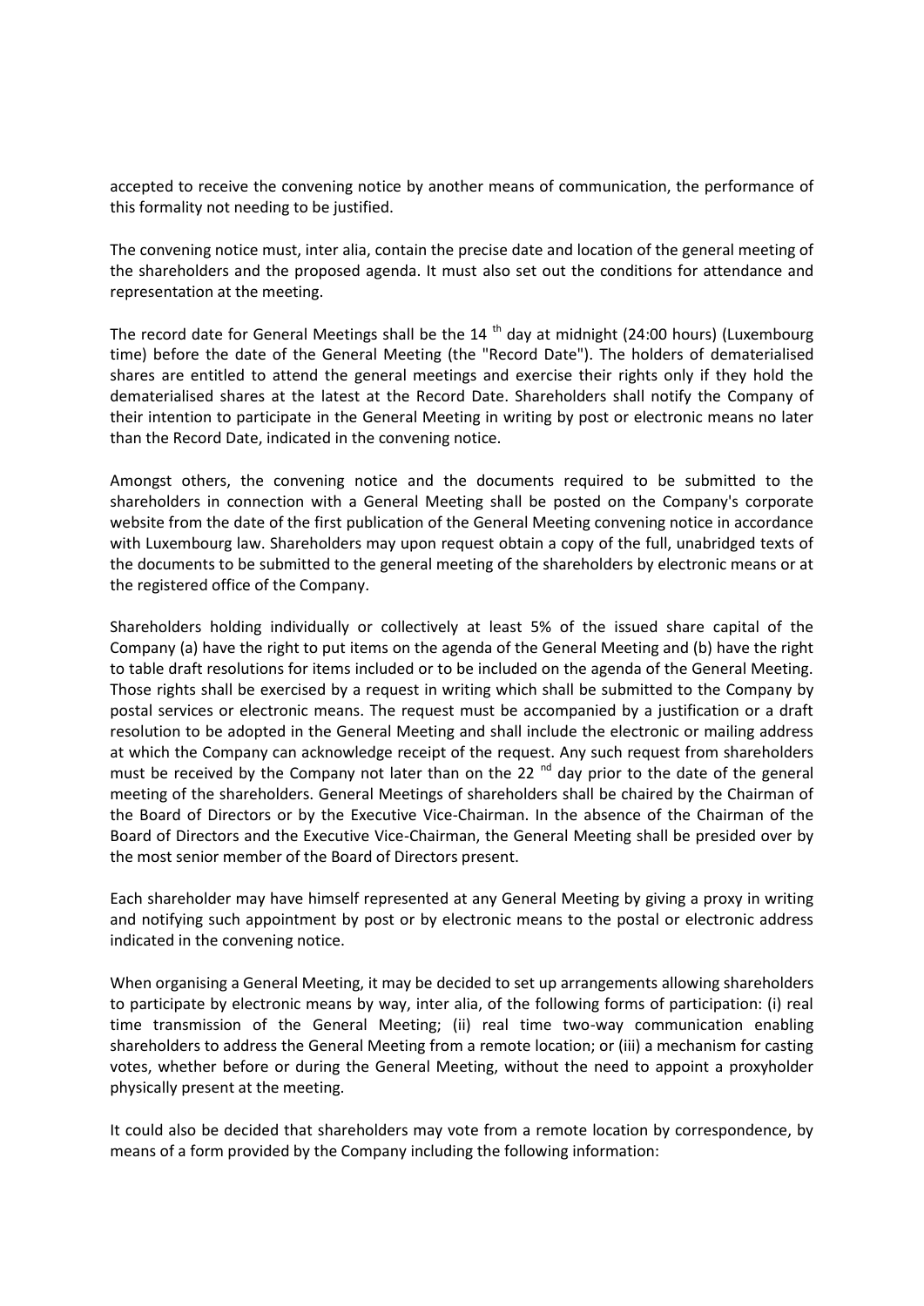accepted to receive the convening notice by another means of communication, the performance of this formality not needing to be justified.

The convening notice must, inter alia, contain the precise date and location of the general meeting of the shareholders and the proposed agenda. It must also set out the conditions for attendance and representation at the meeting.

The record date for General Meetings shall be the 14 th day at midnight (24:00 hours) (Luxembourg time) before the date of the General Meeting (the "Record Date"). The holders of dematerialised shares are entitled to attend the general meetings and exercise their rights only if they hold the dematerialised shares at the latest at the Record Date. Shareholders shall notify the Company of their intention to participate in the General Meeting in writing by post or electronic means no later than the Record Date, indicated in the convening notice.

Amongst others, the convening notice and the documents required to be submitted to the shareholders in connection with a General Meeting shall be posted on the Company's corporate website from the date of the first publication of the General Meeting convening notice in accordance with Luxembourg law. Shareholders may upon request obtain a copy of the full, unabridged texts of the documents to be submitted to the general meeting of the shareholders by electronic means or at the registered office of the Company.

Shareholders holding individually or collectively at least 5% of the issued share capital of the Company (a) have the right to put items on the agenda of the General Meeting and (b) have the right to table draft resolutions for items included or to be included on the agenda of the General Meeting. Those rights shall be exercised by a request in writing which shall be submitted to the Company by postal services or electronic means. The request must be accompanied by a justification or a draft resolution to be adopted in the General Meeting and shall include the electronic or mailing address at which the Company can acknowledge receipt of the request. Any such request from shareholders must be received by the Company not later than on the 22 nd day prior to the date of the general meeting of the shareholders. General Meetings of shareholders shall be chaired by the Chairman of the Board of Directors or by the Executive Vice-Chairman. In the absence of the Chairman of the Board of Directors and the Executive Vice-Chairman, the General Meeting shall be presided over by the most senior member of the Board of Directors present.

Each shareholder may have himself represented at any General Meeting by giving a proxy in writing and notifying such appointment by post or by electronic means to the postal or electronic address indicated in the convening notice.

When organising a General Meeting, it may be decided to set up arrangements allowing shareholders to participate by electronic means by way, inter alia, of the following forms of participation: (i) real time transmission of the General Meeting; (ii) real time two-way communication enabling shareholders to address the General Meeting from a remote location; or (iii) a mechanism for casting votes, whether before or during the General Meeting, without the need to appoint a proxyholder physically present at the meeting.

It could also be decided that shareholders may vote from a remote location by correspondence, by means of a form provided by the Company including the following information: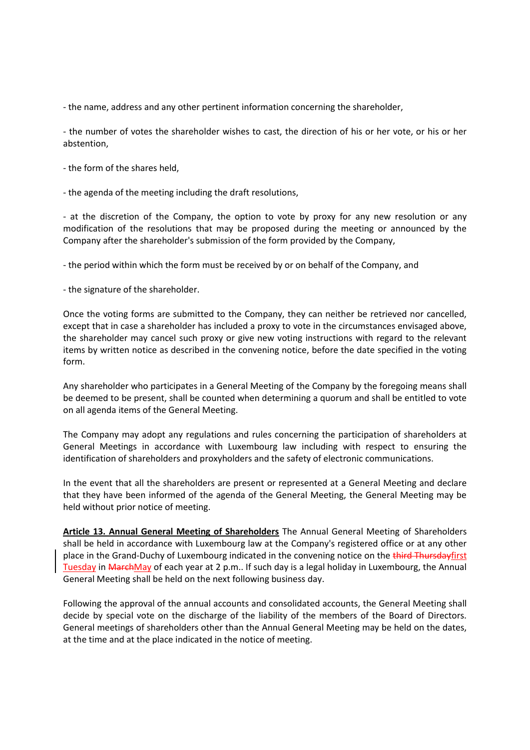- the name, address and any other pertinent information concerning the shareholder,

- the number of votes the shareholder wishes to cast, the direction of his or her vote, or his or her abstention,

- the form of the shares held,

- the agenda of the meeting including the draft resolutions,

- at the discretion of the Company, the option to vote by proxy for any new resolution or any modification of the resolutions that may be proposed during the meeting or announced by the Company after the shareholder's submission of the form provided by the Company,

- the period within which the form must be received by or on behalf of the Company, and

- the signature of the shareholder.

Once the voting forms are submitted to the Company, they can neither be retrieved nor cancelled, except that in case a shareholder has included a proxy to vote in the circumstances envisaged above, the shareholder may cancel such proxy or give new voting instructions with regard to the relevant items by written notice as described in the convening notice, before the date specified in the voting form.

Any shareholder who participates in a General Meeting of the Company by the foregoing means shall be deemed to be present, shall be counted when determining a quorum and shall be entitled to vote on all agenda items of the General Meeting.

The Company may adopt any regulations and rules concerning the participation of shareholders at General Meetings in accordance with Luxembourg law including with respect to ensuring the identification of shareholders and proxyholders and the safety of electronic communications.

In the event that all the shareholders are present or represented at a General Meeting and declare that they have been informed of the agenda of the General Meeting, the General Meeting may be held without prior notice of meeting.

**Article 13. Annual General Meeting of Shareholders** The Annual General Meeting of Shareholders shall be held in accordance with Luxembourg law at the Company's registered office or at any other place in the Grand-Duchy of Luxembourg indicated in the convening notice on the ~~third Thursday~~first Tuesday in ~~March~~May of each year at 2 p.m.. If such day is a legal holiday in Luxembourg, the Annual General Meeting shall be held on the next following business day.

Following the approval of the annual accounts and consolidated accounts, the General Meeting shall decide by special vote on the discharge of the liability of the members of the Board of Directors. General meetings of shareholders other than the Annual General Meeting may be held on the dates, at the time and at the place indicated in the notice of meeting.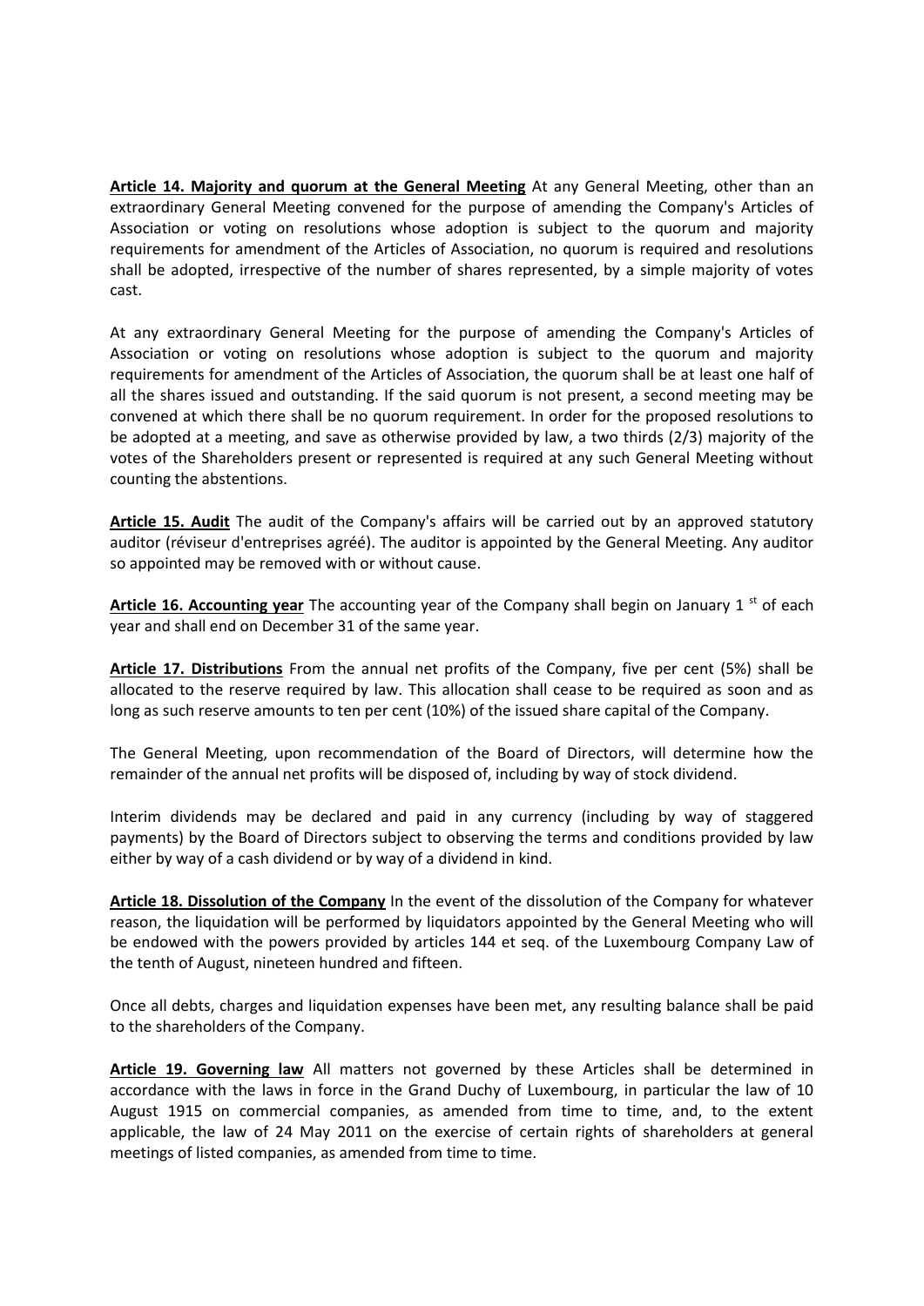**Article 14. Majority and quorum at the General Meeting** At any General Meeting, other than an extraordinary General Meeting convened for the purpose of amending the Company's Articles of Association or voting on resolutions whose adoption is subject to the quorum and majority requirements for amendment of the Articles of Association, no quorum is required and resolutions shall be adopted, irrespective of the number of shares represented, by a simple majority of votes cast.

At any extraordinary General Meeting for the purpose of amending the Company's Articles of Association or voting on resolutions whose adoption is subject to the quorum and majority requirements for amendment of the Articles of Association, the quorum shall be at least one half of all the shares issued and outstanding. If the said quorum is not present, a second meeting may be convened at which there shall be no quorum requirement. In order for the proposed resolutions to be adopted at a meeting, and save as otherwise provided by law, a two thirds (2/3) majority of the votes of the Shareholders present or represented is required at any such General Meeting without counting the abstentions.

**Article 15. Audit** The audit of the Company's affairs will be carried out by an approved statutory auditor (réviseur d'entreprises agréé). The auditor is appointed by the General Meeting. Any auditor so appointed may be removed with or without cause.

**Article 16. Accounting year** The accounting year of the Company shall begin on January 1st of each year and shall end on December 31 of the same year.

**Article 17. Distributions** From the annual net profits of the Company, five per cent (5%) shall be allocated to the reserve required by law. This allocation shall cease to be required as soon and as long as such reserve amounts to ten per cent (10%) of the issued share capital of the Company.

The General Meeting, upon recommendation of the Board of Directors, will determine how the remainder of the annual net profits will be disposed of, including by way of stock dividend.

Interim dividends may be declared and paid in any currency (including by way of staggered payments) by the Board of Directors subject to observing the terms and conditions provided by law either by way of a cash dividend or by way of a dividend in kind.

**Article 18. Dissolution of the Company** In the event of the dissolution of the Company for whatever reason, the liquidation will be performed by liquidators appointed by the General Meeting who will be endowed with the powers provided by articles 144 et seq. of the Luxembourg Company Law of the tenth of August, nineteen hundred and fifteen.

Once all debts, charges and liquidation expenses have been met, any resulting balance shall be paid to the shareholders of the Company.

**Article 19. Governing law** All matters not governed by these Articles shall be determined in accordance with the laws in force in the Grand Duchy of Luxembourg, in particular the law of 10 August 1915 on commercial companies, as amended from time to time, and, to the extent applicable, the law of 24 May 2011 on the exercise of certain rights of shareholders at general meetings of listed companies, as amended from time to time.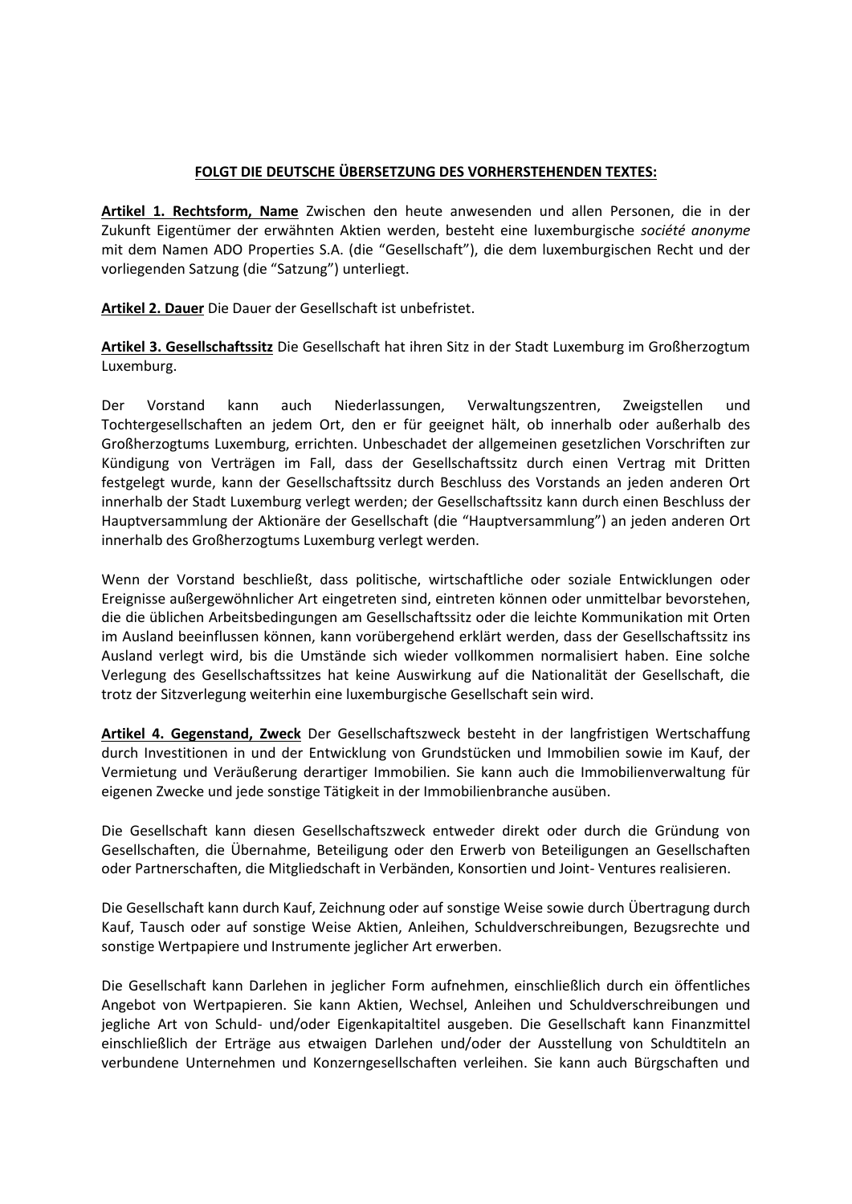**FOLGT DIE DEUTSCHE ÜBERSETZUNG DES VORHERSTEHENDEN TEXTES:**

**Artikel 1. Rechtsform, Name** Zwischen den heute anwesenden und allen Personen, die in der Zukunft Eigentümer der erwähnten Aktien werden, besteht eine luxemburgische *société anonyme* mit dem Namen ADO Properties S.A. (die "Gesellschaft"), die dem luxemburgischen Recht und der vorliegenden Satzung (die "Satzung") unterliegt.

**Artikel 2. Dauer** Die Dauer der Gesellschaft ist unbefristet.

**Artikel 3. Gesellschaftssitz** Die Gesellschaft hat ihren Sitz in der Stadt Luxemburg im Großherzogtum Luxemburg.

Der Vorstand kann auch Niederlassungen, Verwaltungszentren, Zweigstellen und Tochtergesellschaften an jedem Ort, den er für geeignet hält, ob innerhalb oder außerhalb des Großherzogtums Luxemburg, errichten. Unbeschadet der allgemeinen gesetzlichen Vorschriften zur Kündigung von Verträgen im Fall, dass der Gesellschaftssitz durch einen Vertrag mit Dritten festgelegt wurde, kann der Gesellschaftssitz durch Beschluss des Vorstands an jeden anderen Ort innerhalb der Stadt Luxemburg verlegt werden; der Gesellschaftssitz kann durch einen Beschluss der Hauptversammlung der Aktionäre der Gesellschaft (die "Hauptversammlung") an jeden anderen Ort innerhalb des Großherzogtums Luxemburg verlegt werden.

Wenn der Vorstand beschließt, dass politische, wirtschaftliche oder soziale Entwicklungen oder Ereignisse außergewöhnlicher Art eingetreten sind, eintreten können oder unmittelbar bevorstehen, die die üblichen Arbeitsbedingungen am Gesellschaftssitz oder die leichte Kommunikation mit Orten im Ausland beeinflussen können, kann vorübergehend erklärt werden, dass der Gesellschaftssitz ins Ausland verlegt wird, bis die Umstände sich wieder vollkommen normalisiert haben. Eine solche Verlegung des Gesellschaftssitzes hat keine Auswirkung auf die Nationalität der Gesellschaft, die trotz der Sitzverlegung weiterhin eine luxemburgische Gesellschaft sein wird.

**Artikel 4. Gegenstand, Zweck** Der Gesellschaftszweck besteht in der langfristigen Wertschaffung durch Investitionen in und der Entwicklung von Grundstücken und Immobilien sowie im Kauf, der Vermietung und Veräußerung derartiger Immobilien. Sie kann auch die Immobilienverwaltung für eigenen Zwecke und jede sonstige Tätigkeit in der Immobilienbranche ausüben.

Die Gesellschaft kann diesen Gesellschaftszweck entweder direkt oder durch die Gründung von Gesellschaften, die Übernahme, Beteiligung oder den Erwerb von Beteiligungen an Gesellschaften oder Partnerschaften, die Mitgliedschaft in Verbänden, Konsortien und Joint- Ventures realisieren.

Die Gesellschaft kann durch Kauf, Zeichnung oder auf sonstige Weise sowie durch Übertragung durch Kauf, Tausch oder auf sonstige Weise Aktien, Anleihen, Schuldverschreibungen, Bezugsrechte und sonstige Wertpapiere und Instrumente jeglicher Art erwerben.

Die Gesellschaft kann Darlehen in jeglicher Form aufnehmen, einschließlich durch ein öffentliches Angebot von Wertpapieren. Sie kann Aktien, Wechsel, Anleihen und Schuldverschreibungen und jegliche Art von Schuld- und/oder Eigenkapitaltitel ausgeben. Die Gesellschaft kann Finanzmittel einschließlich der Erträge aus etwaigen Darlehen und/oder der Ausstellung von Schuldtiteln an verbundene Unternehmen und Konzerngesellschaften verleihen. Sie kann auch Bürgschaften und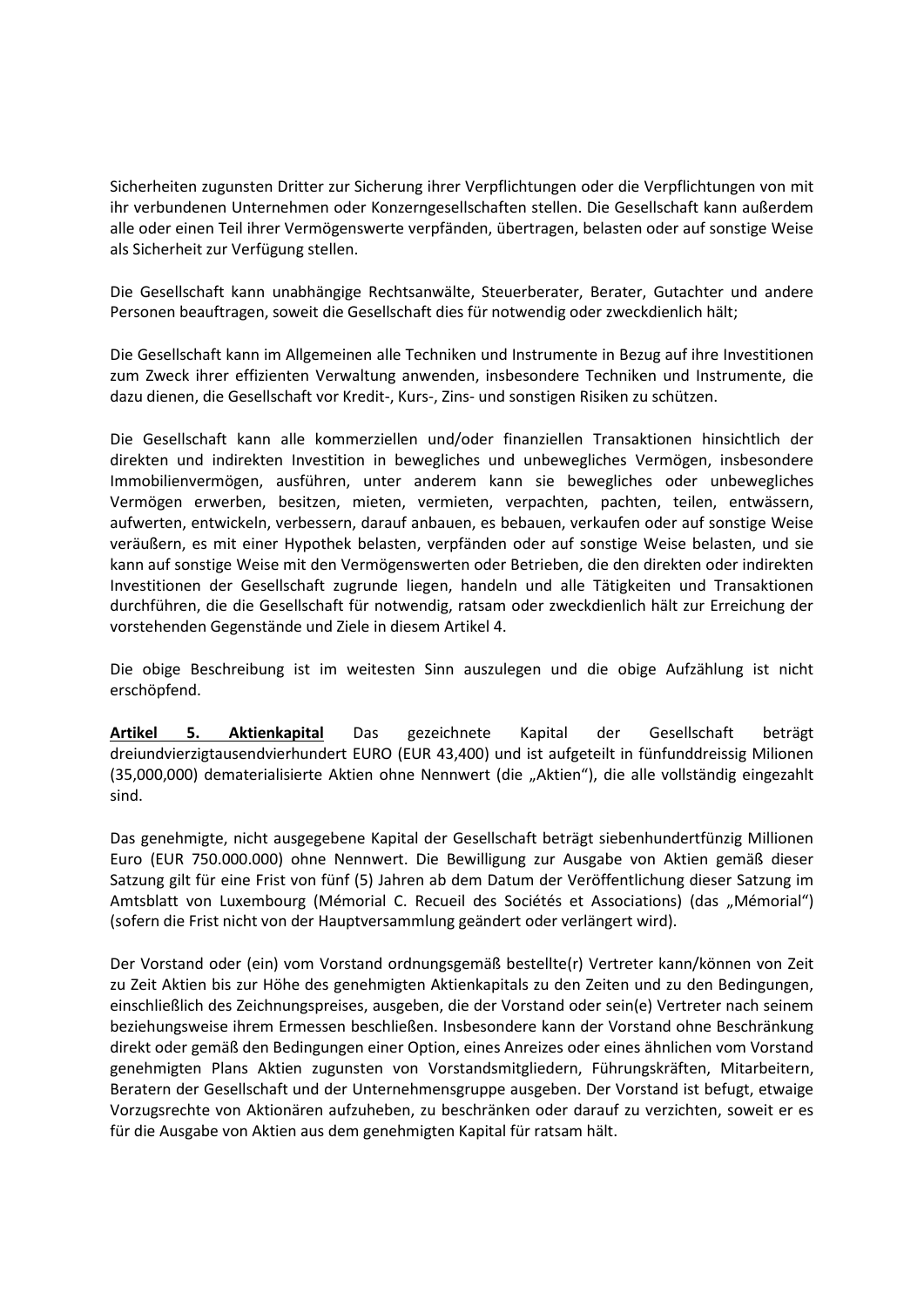Sicherheiten zugunsten Dritter zur Sicherung ihrer Verpflichtungen oder die Verpflichtungen von mit ihr verbundenen Unternehmen oder Konzerngesellschaften stellen. Die Gesellschaft kann außerdem alle oder einen Teil ihrer Vermögenswerte verpfänden, übertragen, belasten oder auf sonstige Weise als Sicherheit zur Verfügung stellen.

Die Gesellschaft kann unabhängige Rechtsanwälte, Steuerberater, Berater, Gutachter und andere Personen beauftragen, soweit die Gesellschaft dies für notwendig oder zweckdienlich hält;

Die Gesellschaft kann im Allgemeinen alle Techniken und Instrumente in Bezug auf ihre Investitionen zum Zweck ihrer effizienten Verwaltung anwenden, insbesondere Techniken und Instrumente, die dazu dienen, die Gesellschaft vor Kredit-, Kurs-, Zins- und sonstigen Risiken zu schützen.

Die Gesellschaft kann alle kommerziellen und/oder finanziellen Transaktionen hinsichtlich der direkten und indirekten Investition in bewegliches und unbewegliches Vermögen, insbesondere Immobilienvermögen, ausführen, unter anderem kann sie bewegliches oder unbewegliches Vermögen erwerben, besitzen, mieten, vermieten, verpachten, pachten, teilen, entwässern, aufwerten, entwickeln, verbessern, darauf anbauen, es bebauen, verkaufen oder auf sonstige Weise veräußern, es mit einer Hypothek belasten, verpfänden oder auf sonstige Weise belasten, und sie kann auf sonstige Weise mit den Vermögenswerten oder Betrieben, die den direkten oder indirekten Investitionen der Gesellschaft zugrunde liegen, handeln und alle Tätigkeiten und Transaktionen durchführen, die die Gesellschaft für notwendig, ratsam oder zweckdienlich hält zur Erreichung der vorstehenden Gegenstände und Ziele in diesem Artikel 4.

Die obige Beschreibung ist im weitesten Sinn auszulegen und die obige Aufzählung ist nicht erschöpfend.

**Artikel 5. Aktienkapital** Das gezeichnete Kapital der Gesellschaft beträgt dreiundvierzigtausendvierhundert EURO (EUR 43,400) und ist aufgeteilt in fünfunddreissig Milionen (35,000,000) dematerialisierte Aktien ohne Nennwert (die „Aktien"), die alle vollständig eingezahlt sind.

Das genehmigte, nicht ausgegebene Kapital der Gesellschaft beträgt siebenhundertfünzig Millionen Euro (EUR 750.000.000) ohne Nennwert. Die Bewilligung zur Ausgabe von Aktien gemäß dieser Satzung gilt für eine Frist von fünf (5) Jahren ab dem Datum der Veröffentlichung dieser Satzung im Amtsblatt von Luxembourg (Mémorial C. Recueil des Sociétés et Associations) (das „Mémorial") (sofern die Frist nicht von der Hauptversammlung geändert oder verlängert wird).

Der Vorstand oder (ein) vom Vorstand ordnungsgemäß bestellte(r) Vertreter kann/können von Zeit zu Zeit Aktien bis zur Höhe des genehmigten Aktienkapitals zu den Zeiten und zu den Bedingungen, einschließlich des Zeichnungspreises, ausgeben, die der Vorstand oder sein(e) Vertreter nach seinem beziehungsweise ihrem Ermessen beschließen. Insbesondere kann der Vorstand ohne Beschränkung direkt oder gemäß den Bedingungen einer Option, eines Anreizes oder eines ähnlichen vom Vorstand genehmigten Plans Aktien zugunsten von Vorstandsmitgliedern, Führungskräften, Mitarbeitern, Beratern der Gesellschaft und der Unternehmensgruppe ausgeben. Der Vorstand ist befugt, etwaige Vorzugsrechte von Aktionären aufzuheben, zu beschränken oder darauf zu verzichten, soweit er es für die Ausgabe von Aktien aus dem genehmigten Kapital für ratsam hält.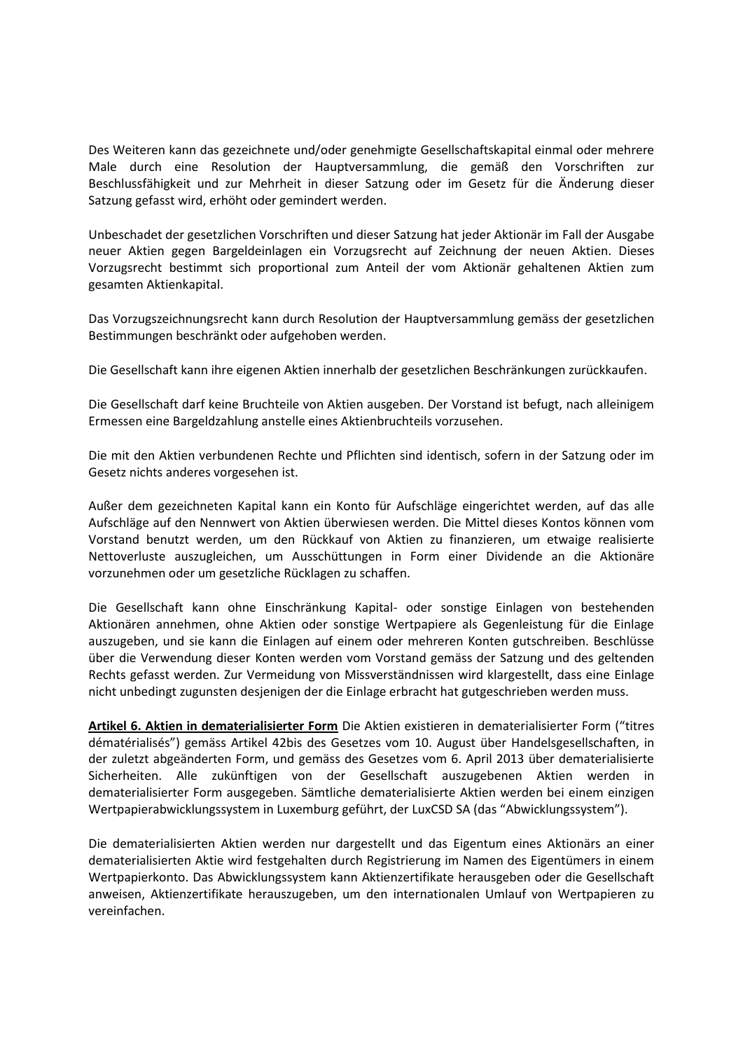Des Weiteren kann das gezeichnete und/oder genehmigte Gesellschaftskapital einmal oder mehrere Male durch eine Resolution der Hauptversammlung, die gemäß den Vorschriften zur Beschlussfähigkeit und zur Mehrheit in dieser Satzung oder im Gesetz für die Änderung dieser Satzung gefasst wird, erhöht oder gemindert werden.

Unbeschadet der gesetzlichen Vorschriften und dieser Satzung hat jeder Aktionär im Fall der Ausgabe neuer Aktien gegen Bargeldeinlagen ein Vorzugsrecht auf Zeichnung der neuen Aktien. Dieses Vorzugsrecht bestimmt sich proportional zum Anteil der vom Aktionär gehaltenen Aktien zum gesamten Aktienkapital.

Das Vorzugszeichnungsrecht kann durch Resolution der Hauptversammlung gemäss der gesetzlichen Bestimmungen beschränkt oder aufgehoben werden.

Die Gesellschaft kann ihre eigenen Aktien innerhalb der gesetzlichen Beschränkungen zurückkaufen.

Die Gesellschaft darf keine Bruchteile von Aktien ausgeben. Der Vorstand ist befugt, nach alleinigem Ermessen eine Bargeldzahlung anstelle eines Aktienbruchteils vorzusehen.

Die mit den Aktien verbundenen Rechte und Pflichten sind identisch, sofern in der Satzung oder im Gesetz nichts anderes vorgesehen ist.

Außer dem gezeichneten Kapital kann ein Konto für Aufschläge eingerichtet werden, auf das alle Aufschläge auf den Nennwert von Aktien überwiesen werden. Die Mittel dieses Kontos können vom Vorstand benutzt werden, um den Rückkauf von Aktien zu finanzieren, um etwaige realisierte Nettoverluste auszugleichen, um Ausschüttungen in Form einer Dividende an die Aktionäre vorzunehmen oder um gesetzliche Rücklagen zu schaffen.

Die Gesellschaft kann ohne Einschränkung Kapital- oder sonstige Einlagen von bestehenden Aktionären annehmen, ohne Aktien oder sonstige Wertpapiere als Gegenleistung für die Einlage auszugeben, und sie kann die Einlagen auf einem oder mehreren Konten gutschreiben. Beschlüsse über die Verwendung dieser Konten werden vom Vorstand gemäss der Satzung und des geltenden Rechts gefasst werden. Zur Vermeidung von Missverständnissen wird klargestellt, dass eine Einlage nicht unbedingt zugunsten desjenigen der die Einlage erbracht hat gutgeschrieben werden muss.

**Artikel 6. Aktien in dematerialisierter Form** Die Aktien existieren in dematerialisierter Form ("titres dématérialisés") gemäss Artikel 42bis des Gesetzes vom 10. August über Handelsgesellschaften, in der zuletzt abgeänderten Form, und gemäss des Gesetzes vom 6. April 2013 über dematerialisierte Sicherheiten. Alle zukünftigen von der Gesellschaft auszugebenen Aktien werden in dematerialisierter Form ausgegeben. Sämtliche dematerialisierte Aktien werden bei einem einzigen Wertpapierabwicklungssystem in Luxemburg geführt, der LuxCSD SA (das "Abwicklungssystem").

Die dematerialisierten Aktien werden nur dargestellt und das Eigentum eines Aktionärs an einer dematerialisierten Aktie wird festgehalten durch Registrierung im Namen des Eigentümers in einem Wertpapierkonto. Das Abwicklungssystem kann Aktienzertifikate herausgeben oder die Gesellschaft anweisen, Aktienzertifikate herauszugeben, um den internationalen Umlauf von Wertpapieren zu vereinfachen.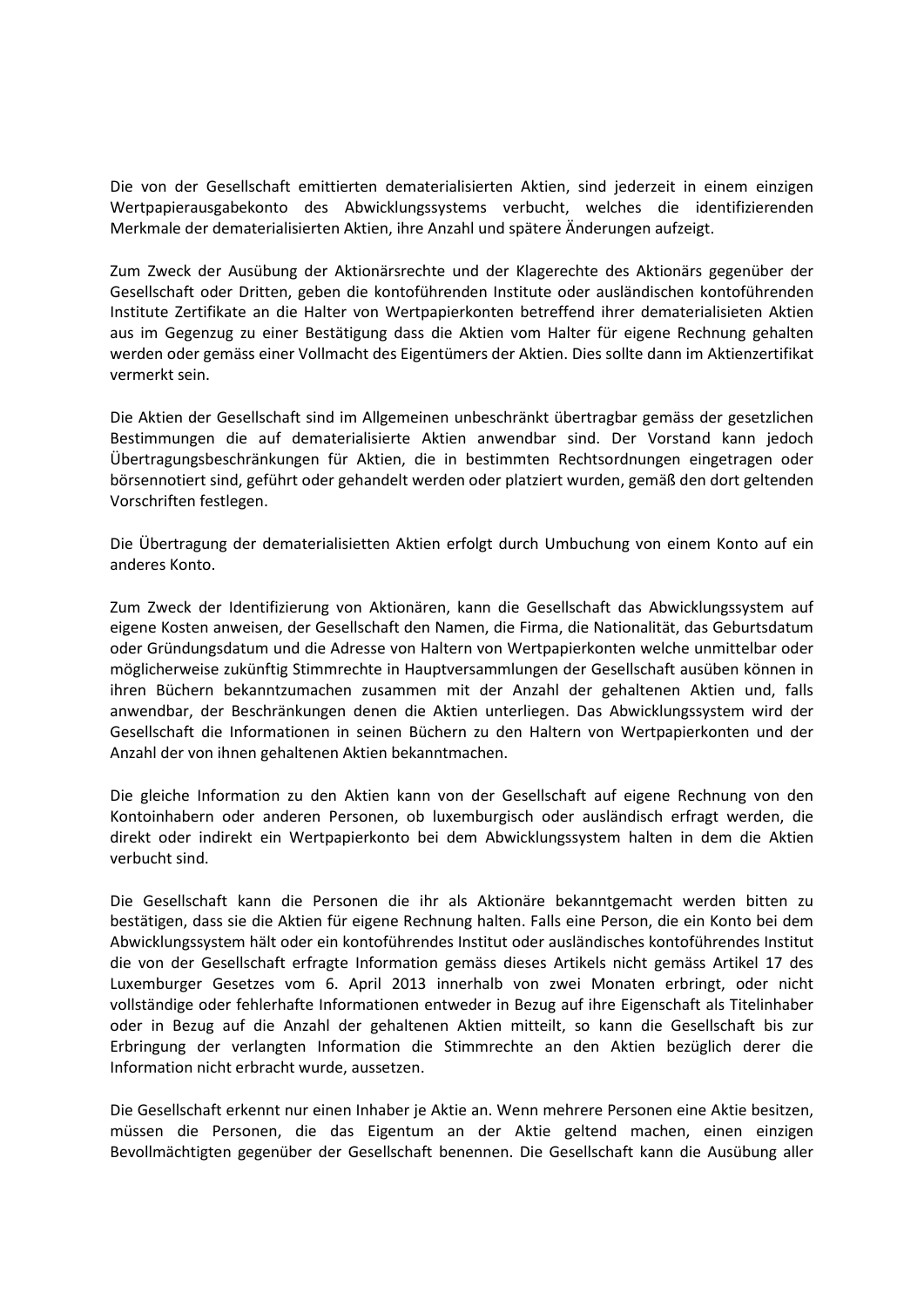Die von der Gesellschaft emittierten dematerialisierten Aktien, sind jederzeit in einem einzigen Wertpapierausgabekonto des Abwicklungssystems verbucht, welches die identifizierenden Merkmale der dematerialisierten Aktien, ihre Anzahl und spätere Änderungen aufzeigt.

Zum Zweck der Ausübung der Aktionärsrechte und der Klagerechte des Aktionärs gegenüber der Gesellschaft oder Dritten, geben die kontoführenden Institute oder ausländischen kontoführenden Institute Zertifikate an die Halter von Wertpapierkonten betreffend ihrer dematerialisieten Aktien aus im Gegenzug zu einer Bestätigung dass die Aktien vom Halter für eigene Rechnung gehalten werden oder gemäss einer Vollmacht des Eigentümers der Aktien. Dies sollte dann im Aktienzertifikat vermerkt sein.

Die Aktien der Gesellschaft sind im Allgemeinen unbeschränkt übertragbar gemäss der gesetzlichen Bestimmungen die auf dematerialisierte Aktien anwendbar sind. Der Vorstand kann jedoch Übertragungsbeschränkungen für Aktien, die in bestimmten Rechtsordnungen eingetragen oder börsennotiert sind, geführt oder gehandelt werden oder platziert wurden, gemäß den dort geltenden Vorschriften festlegen.

Die Übertragung der dematerialisietten Aktien erfolgt durch Umbuchung von einem Konto auf ein anderes Konto.

Zum Zweck der Identifizierung von Aktionären, kann die Gesellschaft das Abwicklungssystem auf eigene Kosten anweisen, der Gesellschaft den Namen, die Firma, die Nationalität, das Geburtsdatum oder Gründungsdatum und die Adresse von Haltern von Wertpapierkonten welche unmittelbar oder möglicherweise zukünftig Stimmrechte in Hauptversammlungen der Gesellschaft ausüben können in ihren Büchern bekanntzumachen zusammen mit der Anzahl der gehaltenen Aktien und, falls anwendbar, der Beschränkungen denen die Aktien unterliegen. Das Abwicklungssystem wird der Gesellschaft die Informationen in seinen Büchern zu den Haltern von Wertpapierkonten und der Anzahl der von ihnen gehaltenen Aktien bekanntmachen.

Die gleiche Information zu den Aktien kann von der Gesellschaft auf eigene Rechnung von den Kontoinhabern oder anderen Personen, ob luxemburgisch oder ausländisch erfragt werden, die direkt oder indirekt ein Wertpapierkonto bei dem Abwicklungssystem halten in dem die Aktien verbucht sind.

Die Gesellschaft kann die Personen die ihr als Aktionäre bekanntgemacht werden bitten zu bestätigen, dass sie die Aktien für eigene Rechnung halten. Falls eine Person, die ein Konto bei dem Abwicklungssystem hält oder ein kontoführendes Institut oder ausländisches kontoführendes Institut die von der Gesellschaft erfragte Information gemäss dieses Artikels nicht gemäss Artikel 17 des Luxemburger Gesetzes vom 6. April 2013 innerhalb von zwei Monaten erbringt, oder nicht vollständige oder fehlerhafte Informationen entweder in Bezug auf ihre Eigenschaft als Titelinhaber oder in Bezug auf die Anzahl der gehaltenen Aktien mitteilt, so kann die Gesellschaft bis zur Erbringung der verlangten Information die Stimmrechte an den Aktien bezüglich derer die Information nicht erbracht wurde, aussetzen.

Die Gesellschaft erkennt nur einen Inhaber je Aktie an. Wenn mehrere Personen eine Aktie besitzen, müssen die Personen, die das Eigentum an der Aktie geltend machen, einen einzigen Bevollmächtigten gegenüber der Gesellschaft benennen. Die Gesellschaft kann die Ausübung aller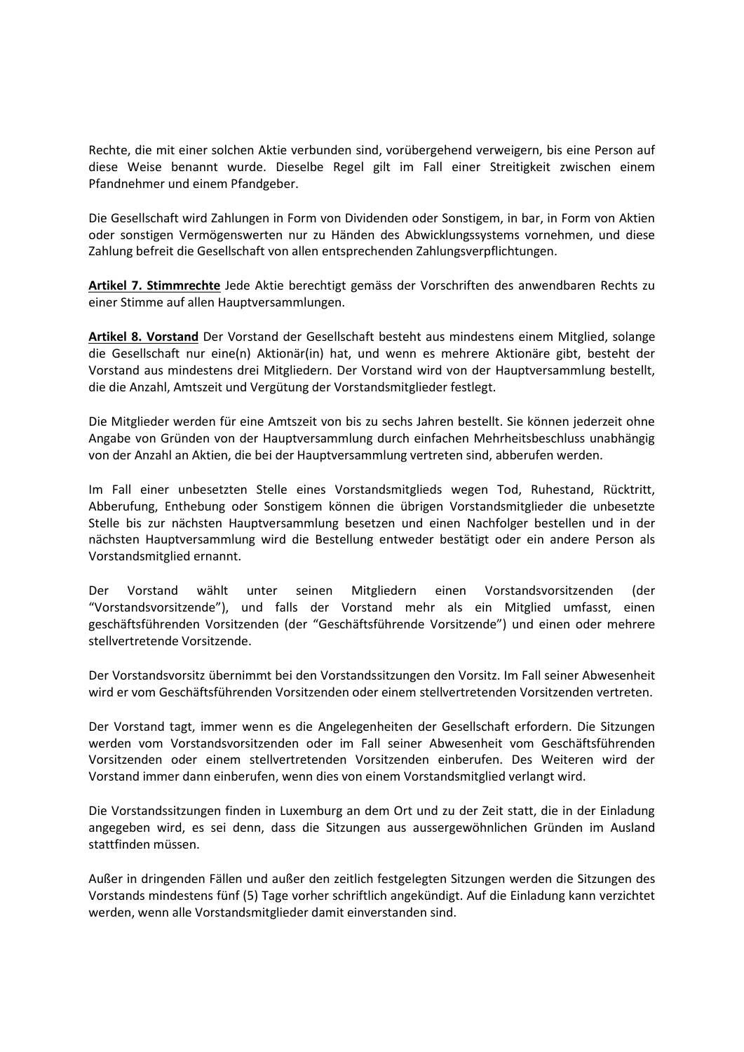Rechte, die mit einer solchen Aktie verbunden sind, vorübergehend verweigern, bis eine Person auf diese Weise benannt wurde. Dieselbe Regel gilt im Fall einer Streitigkeit zwischen einem Pfandnehmer und einem Pfandgeber.

Die Gesellschaft wird Zahlungen in Form von Dividenden oder Sonstigem, in bar, in Form von Aktien oder sonstigen Vermögenswerten nur zu Händen des Abwicklungssystems vornehmen, und diese Zahlung befreit die Gesellschaft von allen entsprechenden Zahlungsverpflichtungen.

**Artikel 7. Stimmrechte** Jede Aktie berechtigt gemäss der Vorschriften des anwendbaren Rechts zu einer Stimme auf allen Hauptversammlungen.

**Artikel 8. Vorstand** Der Vorstand der Gesellschaft besteht aus mindestens einem Mitglied, solange die Gesellschaft nur eine(n) Aktionär(in) hat, und wenn es mehrere Aktionäre gibt, besteht der Vorstand aus mindestens drei Mitgliedern. Der Vorstand wird von der Hauptversammlung bestellt, die die Anzahl, Amtszeit und Vergütung der Vorstandsmitglieder festlegt.

Die Mitglieder werden für eine Amtszeit von bis zu sechs Jahren bestellt. Sie können jederzeit ohne Angabe von Gründen von der Hauptversammlung durch einfachen Mehrheitsbeschluss unabhängig von der Anzahl an Aktien, die bei der Hauptversammlung vertreten sind, abberufen werden.

Im Fall einer unbesetzten Stelle eines Vorstandsmitglieds wegen Tod, Ruhestand, Rücktritt, Abberufung, Enthebung oder Sonstigem können die übrigen Vorstandsmitglieder die unbesetzte Stelle bis zur nächsten Hauptversammlung besetzen und einen Nachfolger bestellen und in der nächsten Hauptversammlung wird die Bestellung entweder bestätigt oder ein andere Person als Vorstandsmitglied ernannt.

Der Vorstand wählt unter seinen Mitgliedern einen Vorstandsvorsitzenden (der "Vorstandsvorsitzende"), und falls der Vorstand mehr als ein Mitglied umfasst, einen geschäftsführenden Vorsitzenden (der "Geschäftsführende Vorsitzende") und einen oder mehrere stellvertretende Vorsitzende.

Der Vorstandsvorsitz übernimmt bei den Vorstandssitzungen den Vorsitz. Im Fall seiner Abwesenheit wird er vom Geschäftsführenden Vorsitzenden oder einem stellvertretenden Vorsitzenden vertreten.

Der Vorstand tagt, immer wenn es die Angelegenheiten der Gesellschaft erfordern. Die Sitzungen werden vom Vorstandsvorsitzenden oder im Fall seiner Abwesenheit vom Geschäftsführenden Vorsitzenden oder einem stellvertretenden Vorsitzenden einberufen. Des Weiteren wird der Vorstand immer dann einberufen, wenn dies von einem Vorstandsmitglied verlangt wird.

Die Vorstandssitzungen finden in Luxemburg an dem Ort und zu der Zeit statt, die in der Einladung angegeben wird, es sei denn, dass die Sitzungen aus aussergewöhnlichen Gründen im Ausland stattfinden müssen.

Außer in dringenden Fällen und außer den zeitlich festgelegten Sitzungen werden die Sitzungen des Vorstands mindestens fünf (5) Tage vorher schriftlich angekündigt. Auf die Einladung kann verzichtet werden, wenn alle Vorstandsmitglieder damit einverstanden sind.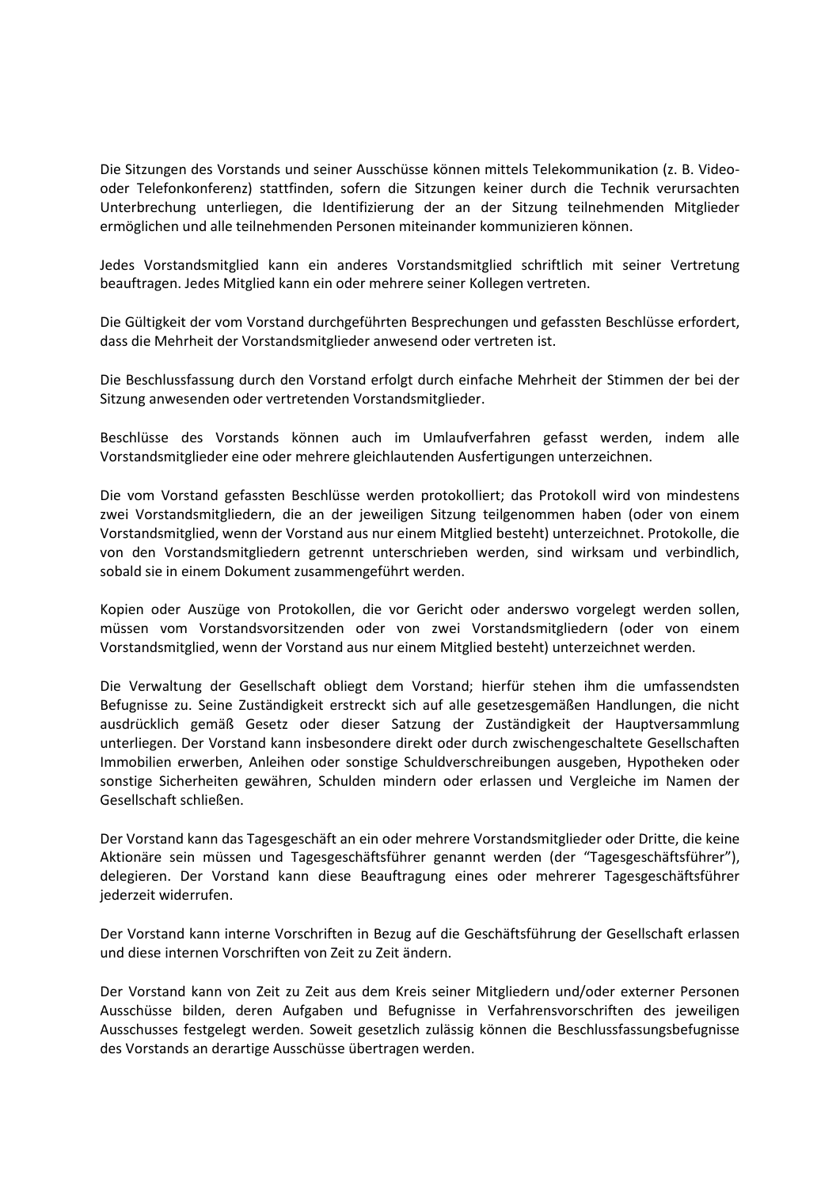Die Sitzungen des Vorstands und seiner Ausschüsse können mittels Telekommunikation (z. B. Video- oder Telefonkonferenz) stattfinden, sofern die Sitzungen keiner durch die Technik verursachten Unterbrechung unterliegen, die Identifizierung der an der Sitzung teilnehmenden Mitglieder ermöglichen und alle teilnehmenden Personen miteinander kommunizieren können.

Jedes Vorstandsmitglied kann ein anderes Vorstandsmitglied schriftlich mit seiner Vertretung beauftragen. Jedes Mitglied kann ein oder mehrere seiner Kollegen vertreten.

Die Gültigkeit der vom Vorstand durchgeführten Besprechungen und gefassten Beschlüsse erfordert, dass die Mehrheit der Vorstandsmitglieder anwesend oder vertreten ist.

Die Beschlussfassung durch den Vorstand erfolgt durch einfache Mehrheit der Stimmen der bei der Sitzung anwesenden oder vertretenden Vorstandsmitglieder.

Beschlüsse des Vorstands können auch im Umlaufverfahren gefasst werden, indem alle Vorstandsmitglieder eine oder mehrere gleichlautenden Ausfertigungen unterzeichnen.

Die vom Vorstand gefassten Beschlüsse werden protokolliert; das Protokoll wird von mindestens zwei Vorstandsmitgliedern, die an der jeweiligen Sitzung teilgenommen haben (oder von einem Vorstandsmitglied, wenn der Vorstand aus nur einem Mitglied besteht) unterzeichnet. Protokolle, die von den Vorstandsmitgliedern getrennt unterschrieben werden, sind wirksam und verbindlich, sobald sie in einem Dokument zusammengeführt werden.

Kopien oder Auszüge von Protokollen, die vor Gericht oder anderswo vorgelegt werden sollen, müssen vom Vorstandsvorsitzenden oder von zwei Vorstandsmitgliedern (oder von einem Vorstandsmitglied, wenn der Vorstand aus nur einem Mitglied besteht) unterzeichnet werden.

Die Verwaltung der Gesellschaft obliegt dem Vorstand; hierfür stehen ihm die umfassendsten Befugnisse zu. Seine Zuständigkeit erstreckt sich auf alle gesetzesgemäßen Handlungen, die nicht ausdrücklich gemäß Gesetz oder dieser Satzung der Zuständigkeit der Hauptversammlung unterliegen. Der Vorstand kann insbesondere direkt oder durch zwischengeschaltete Gesellschaften Immobilien erwerben, Anleihen oder sonstige Schuldverschreibungen ausgeben, Hypotheken oder sonstige Sicherheiten gewähren, Schulden mindern oder erlassen und Vergleiche im Namen der Gesellschaft schließen.

Der Vorstand kann das Tagesgeschäft an ein oder mehrere Vorstandsmitglieder oder Dritte, die keine Aktionäre sein müssen und Tagesgeschäftsführer genannt werden (der "Tagesgeschäftsführer"), delegieren. Der Vorstand kann diese Beauftragung eines oder mehrerer Tagesgeschäftsführer jederzeit widerrufen.

Der Vorstand kann interne Vorschriften in Bezug auf die Geschäftsführung der Gesellschaft erlassen und diese internen Vorschriften von Zeit zu Zeit ändern.

Der Vorstand kann von Zeit zu Zeit aus dem Kreis seiner Mitgliedern und/oder externer Personen Ausschüsse bilden, deren Aufgaben und Befugnisse in Verfahrensvorschriften des jeweiligen Ausschusses festgelegt werden. Soweit gesetzlich zulässig können die Beschlussfassungsbefugnisse des Vorstands an derartige Ausschüsse übertragen werden.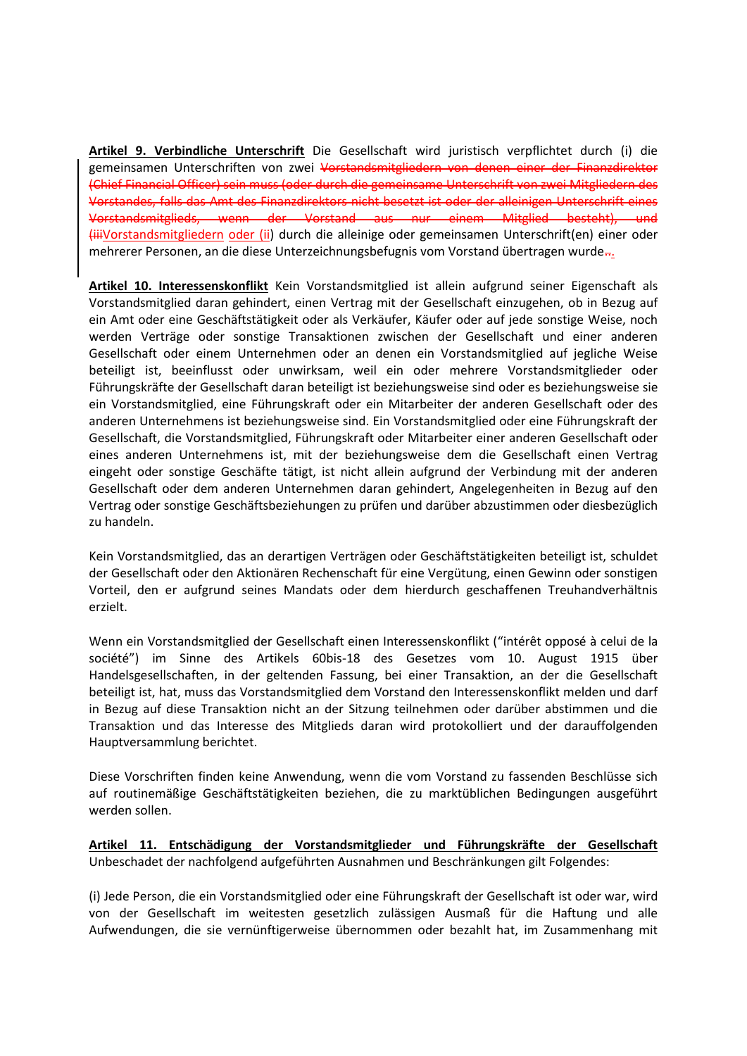**Artikel 9. Verbindliche Unterschrift** Die Gesellschaft wird juristisch verpflichtet durch (i) die gemeinsamen Unterschriften von zwei ~~Vorstandsmitgliedern von denen einer der Finanzdirektor (Chief Financial Officer) sein muss (oder durch die gemeinsame Unterschrift von zwei Mitgliedern des Vorstandes, falls das Amt des Finanzdirektors nicht besetzt ist oder der alleinigen Unterschrift eines Vorstandsmitglieds, wenn der Vorstand aus nur einem Mitglied besteht), und (iii~~Vorstandsmitgliedern oder (ii) durch die alleinige oder gemeinsamen Unterschrift(en) einer oder mehrerer Personen, an die diese Unterzeichnungsbefugnis vom Vorstand übertragen wurde~~.~~.

**Artikel 10. Interessenskonflikt** Kein Vorstandsmitglied ist allein aufgrund seiner Eigenschaft als Vorstandsmitglied daran gehindert, einen Vertrag mit der Gesellschaft einzugehen, ob in Bezug auf ein Amt oder eine Geschäftstätigkeit oder als Verkäufer, Käufer oder auf jede sonstige Weise, noch werden Verträge oder sonstige Transaktionen zwischen der Gesellschaft und einer anderen Gesellschaft oder einem Unternehmen oder an denen ein Vorstandsmitglied auf jegliche Weise beteiligt ist, beeinflusst oder unwirksam, weil ein oder mehrere Vorstandsmitglieder oder Führungskräfte der Gesellschaft daran beteiligt ist beziehungsweise sind oder es beziehungsweise sie ein Vorstandsmitglied, eine Führungskraft oder ein Mitarbeiter der anderen Gesellschaft oder des anderen Unternehmens ist beziehungsweise sind. Ein Vorstandsmitglied oder eine Führungskraft der Gesellschaft, die Vorstandsmitglied, Führungskraft oder Mitarbeiter einer anderen Gesellschaft oder eines anderen Unternehmens ist, mit der beziehungsweise dem die Gesellschaft einen Vertrag eingeht oder sonstige Geschäfte tätigt, ist nicht allein aufgrund der Verbindung mit der anderen Gesellschaft oder dem anderen Unternehmen daran gehindert, Angelegenheiten in Bezug auf den Vertrag oder sonstige Geschäftsbeziehungen zu prüfen und darüber abzustimmen oder diesbezüglich zu handeln.

Kein Vorstandsmitglied, das an derartigen Verträgen oder Geschäftstätigkeiten beteiligt ist, schuldet der Gesellschaft oder den Aktionären Rechenschaft für eine Vergütung, einen Gewinn oder sonstigen Vorteil, den er aufgrund seines Mandats oder dem hierdurch geschaffenen Treuhandverhältnis erzielt.

Wenn ein Vorstandsmitglied der Gesellschaft einen Interessenskonflikt ("intérêt opposé à celui de la société") im Sinne des Artikels 60bis-18 des Gesetzes vom 10. August 1915 über Handelsgesellschaften, in der geltenden Fassung, bei einer Transaktion, an der die Gesellschaft beteiligt ist, hat, muss das Vorstandsmitglied dem Vorstand den Interessenskonflikt melden und darf in Bezug auf diese Transaktion nicht an der Sitzung teilnehmen oder darüber abstimmen und die Transaktion und das Interesse des Mitglieds daran wird protokolliert und der darauffolgenden Hauptversammlung berichtet.

Diese Vorschriften finden keine Anwendung, wenn die vom Vorstand zu fassenden Beschlüsse sich auf routinemäßige Geschäftstätigkeiten beziehen, die zu marktüblichen Bedingungen ausgeführt werden sollen.

**Artikel 11. Entschädigung der Vorstandsmitglieder und Führungskräfte der Gesellschaft** Unbeschadet der nachfolgend aufgeführten Ausnahmen und Beschränkungen gilt Folgendes:

(i) Jede Person, die ein Vorstandsmitglied oder eine Führungskraft der Gesellschaft ist oder war, wird von der Gesellschaft im weitesten gesetzlich zulässigen Ausmaß für die Haftung und alle Aufwendungen, die sie vernünftigerweise übernommen oder bezahlt hat, im Zusammenhang mit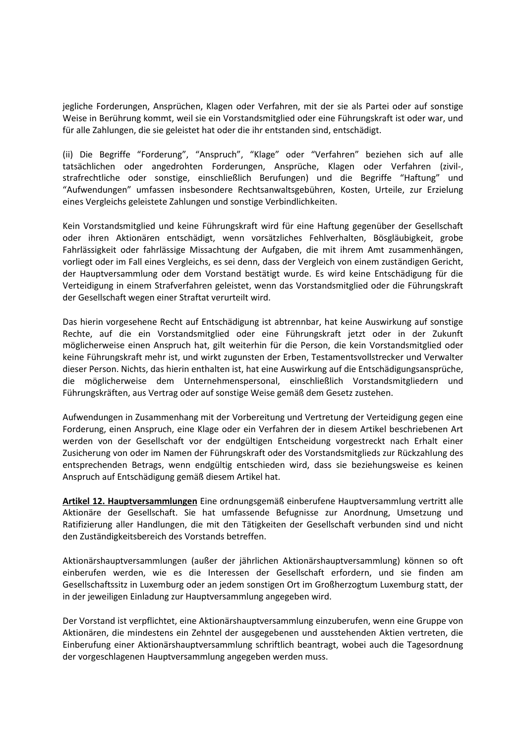jegliche Forderungen, Ansprüchen, Klagen oder Verfahren, mit der sie als Partei oder auf sonstige Weise in Berührung kommt, weil sie ein Vorstandsmitglied oder eine Führungskraft ist oder war, und für alle Zahlungen, die sie geleistet hat oder die ihr entstanden sind, entschädigt.

(ii) Die Begriffe "Forderung", "Anspruch", "Klage" oder "Verfahren" beziehen sich auf alle tatsächlichen oder angedrohten Forderungen, Ansprüche, Klagen oder Verfahren (zivil-, strafrechtliche oder sonstige, einschließlich Berufungen) und die Begriffe "Haftung" und "Aufwendungen" umfassen insbesondere Rechtsanwaltsgebühren, Kosten, Urteile, zur Erzielung eines Vergleichs geleistete Zahlungen und sonstige Verbindlichkeiten.

Kein Vorstandsmitglied und keine Führungskraft wird für eine Haftung gegenüber der Gesellschaft oder ihren Aktionären entschädigt, wenn vorsätzliches Fehlverhalten, Bösgläubigkeit, grobe Fahrlässigkeit oder fahrlässige Missachtung der Aufgaben, die mit ihrem Amt zusammenhängen, vorliegt oder im Fall eines Vergleichs, es sei denn, dass der Vergleich von einem zuständigen Gericht, der Hauptversammlung oder dem Vorstand bestätigt wurde. Es wird keine Entschädigung für die Verteidigung in einem Strafverfahren geleistet, wenn das Vorstandsmitglied oder die Führungskraft der Gesellschaft wegen einer Straftat verurteilt wird.

Das hierin vorgesehene Recht auf Entschädigung ist abtrennbar, hat keine Auswirkung auf sonstige Rechte, auf die ein Vorstandsmitglied oder eine Führungskraft jetzt oder in der Zukunft möglicherweise einen Anspruch hat, gilt weiterhin für die Person, die kein Vorstandsmitglied oder keine Führungskraft mehr ist, und wirkt zugunsten der Erben, Testamentsvollstrecker und Verwalter dieser Person. Nichts, das hierin enthalten ist, hat eine Auswirkung auf die Entschädigungsansprüche, die möglicherweise dem Unternehmenspersonal, einschließlich Vorstandsmitgliedern und Führungskräften, aus Vertrag oder auf sonstige Weise gemäß dem Gesetz zustehen.

Aufwendungen in Zusammenhang mit der Vorbereitung und Vertretung der Verteidigung gegen eine Forderung, einen Anspruch, eine Klage oder ein Verfahren der in diesem Artikel beschriebenen Art werden von der Gesellschaft vor der endgültigen Entscheidung vorgestreckt nach Erhalt einer Zusicherung von oder im Namen der Führungskraft oder des Vorstandsmitglieds zur Rückzahlung des entsprechenden Betrags, wenn endgültig entschieden wird, dass sie beziehungsweise es keinen Anspruch auf Entschädigung gemäß diesem Artikel hat.

**Artikel 12. Hauptversammlungen** Eine ordnungsgemäß einberufene Hauptversammlung vertritt alle Aktionäre der Gesellschaft. Sie hat umfassende Befugnisse zur Anordnung, Umsetzung und Ratifizierung aller Handlungen, die mit den Tätigkeiten der Gesellschaft verbunden sind und nicht den Zuständigkeitsbereich des Vorstands betreffen.

Aktionärshauptversammlungen (außer der jährlichen Aktionärshauptversammlung) können so oft einberufen werden, wie es die Interessen der Gesellschaft erfordern, und sie finden am Gesellschaftssitz in Luxemburg oder an jedem sonstigen Ort im Großherzogtum Luxemburg statt, der in der jeweiligen Einladung zur Hauptversammlung angegeben wird.

Der Vorstand ist verpflichtet, eine Aktionärshauptversammlung einzuberufen, wenn eine Gruppe von Aktionären, die mindestens ein Zehntel der ausgegebenen und ausstehenden Aktien vertreten, die Einberufung einer Aktionärshauptversammlung schriftlich beantragt, wobei auch die Tagesordnung der vorgeschlagenen Hauptversammlung angegeben werden muss.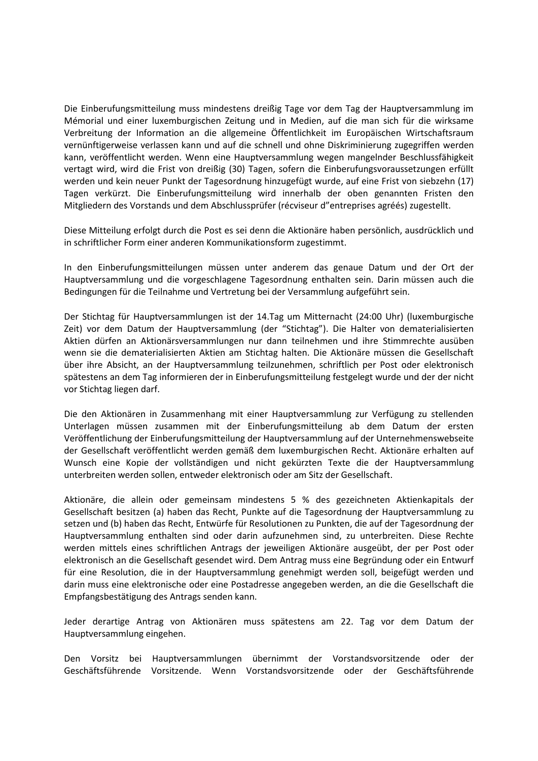Die Einberufungsmitteilung muss mindestens dreißig Tage vor dem Tag der Hauptversammlung im Mémorial und einer luxemburgischen Zeitung und in Medien, auf die man sich für die wirksame Verbreitung der Information an die allgemeine Öffentlichkeit im Europäischen Wirtschaftsraum vernünftigerweise verlassen kann und auf die schnell und ohne Diskriminierung zugegriffen werden kann, veröffentlicht werden. Wenn eine Hauptversammlung wegen mangelnder Beschlussfähigkeit vertagt wird, wird die Frist von dreißig (30) Tagen, sofern die Einberufungsvoraussetzungen erfüllt werden und kein neuer Punkt der Tagesordnung hinzugefügt wurde, auf eine Frist von siebzehn (17) Tagen verkürzt. Die Einberufungsmitteilung wird innerhalb der oben genannten Fristen den Mitgliedern des Vorstands und dem Abschlussprüfer (récviseur d"entreprises agréés) zugestellt.

Diese Mitteilung erfolgt durch die Post es sei denn die Aktionäre haben persönlich, ausdrücklich und in schriftlicher Form einer anderen Kommunikationsform zugestimmt.

In den Einberufungsmitteilungen müssen unter anderem das genaue Datum und der Ort der Hauptversammlung und die vorgeschlagene Tagesordnung enthalten sein. Darin müssen auch die Bedingungen für die Teilnahme und Vertretung bei der Versammlung aufgeführt sein.

Der Stichtag für Hauptversammlungen ist der 14.Tag um Mitternacht (24:00 Uhr) (luxemburgische Zeit) vor dem Datum der Hauptversammlung (der "Stichtag"). Die Halter von dematerialisierten Aktien dürfen an Aktionärsversammlungen nur dann teilnehmen und ihre Stimmrechte ausüben wenn sie die dematerialisierten Aktien am Stichtag halten. Die Aktionäre müssen die Gesellschaft über ihre Absicht, an der Hauptversammlung teilzunehmen, schriftlich per Post oder elektronisch spätestens an dem Tag informieren der in Einberufungsmitteilung festgelegt wurde und der der nicht vor Stichtag liegen darf.

Die den Aktionären in Zusammenhang mit einer Hauptversammlung zur Verfügung zu stellenden Unterlagen müssen zusammen mit der Einberufungsmitteilung ab dem Datum der ersten Veröffentlichung der Einberufungsmitteilung der Hauptversammlung auf der Unternehmenswebseite der Gesellschaft veröffentlicht werden gemäß dem luxemburgischen Recht. Aktionäre erhalten auf Wunsch eine Kopie der vollständigen und nicht gekürzten Texte die der Hauptversammlung unterbreiten werden sollen, entweder elektronisch oder am Sitz der Gesellschaft.

Aktionäre, die allein oder gemeinsam mindestens 5 % des gezeichneten Aktienkapitals der Gesellschaft besitzen (a) haben das Recht, Punkte auf die Tagesordnung der Hauptversammlung zu setzen und (b) haben das Recht, Entwürfe für Resolutionen zu Punkten, die auf der Tagesordnung der Hauptversammlung enthalten sind oder darin aufzunehmen sind, zu unterbreiten. Diese Rechte werden mittels eines schriftlichen Antrags der jeweiligen Aktionäre ausgeübt, der per Post oder elektronisch an die Gesellschaft gesendet wird. Dem Antrag muss eine Begründung oder ein Entwurf für eine Resolution, die in der Hauptversammlung genehmigt werden soll, beigefügt werden und darin muss eine elektronische oder eine Postadresse angegeben werden, an die die Gesellschaft die Empfangsbestätigung des Antrags senden kann.

Jeder derartige Antrag von Aktionären muss spätestens am 22. Tag vor dem Datum der Hauptversammlung eingehen.

Den Vorsitz bei Hauptversammlungen übernimmt der Vorstandsvorsitzende oder der Geschäftsführende Vorsitzende. Wenn Vorstandsvorsitzende oder der Geschäftsführende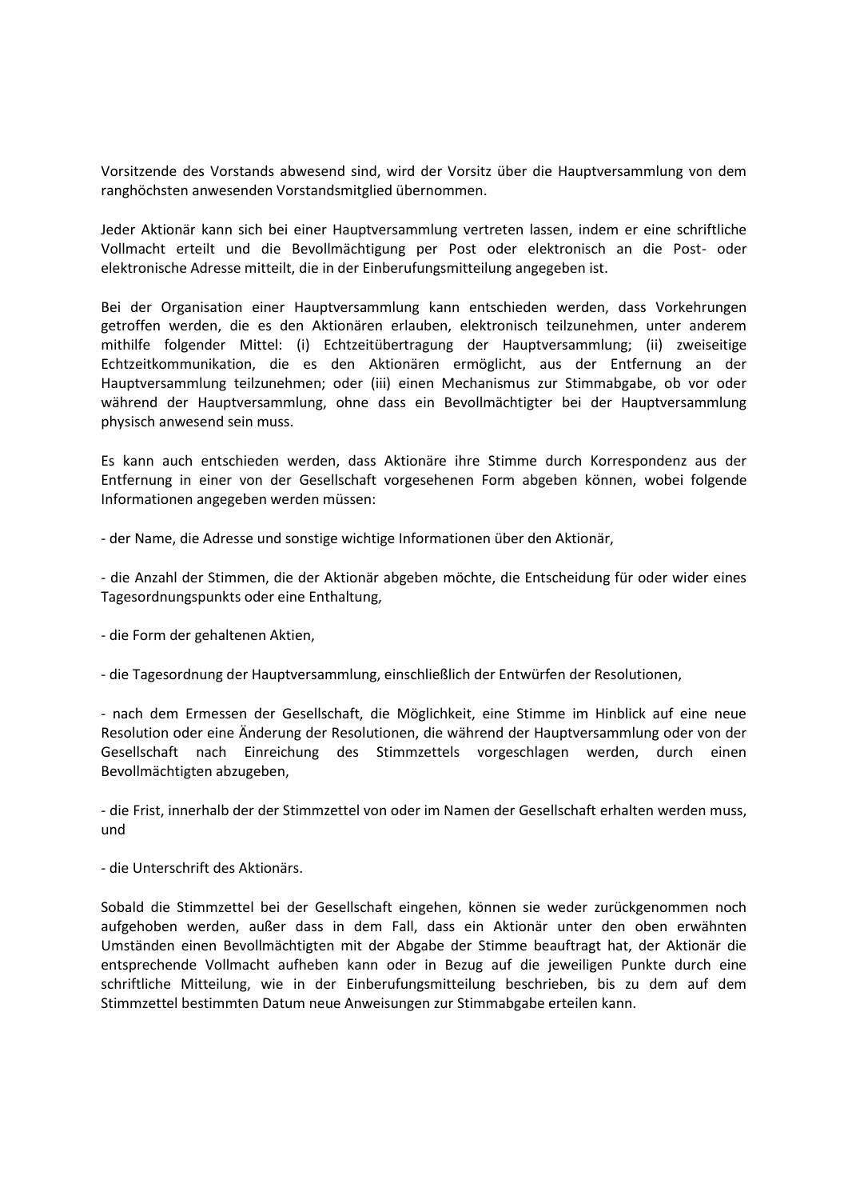Vorsitzende des Vorstands abwesend sind, wird der Vorsitz über die Hauptversammlung von dem ranghöchsten anwesenden Vorstandsmitglied übernommen.

Jeder Aktionär kann sich bei einer Hauptversammlung vertreten lassen, indem er eine schriftliche Vollmacht erteilt und die Bevollmächtigung per Post oder elektronisch an die Post- oder elektronische Adresse mitteilt, die in der Einberufungsmitteilung angegeben ist.

Bei der Organisation einer Hauptversammlung kann entschieden werden, dass Vorkehrungen getroffen werden, die es den Aktionären erlauben, elektronisch teilzunehmen, unter anderem mithilfe folgender Mittel: (i) Echtzeitübertragung der Hauptversammlung; (ii) zweiseitige Echtzeitkommunikation, die es den Aktionären ermöglicht, aus der Entfernung an der Hauptversammlung teilzunehmen; oder (iii) einen Mechanismus zur Stimmabgabe, ob vor oder während der Hauptversammlung, ohne dass ein Bevollmächtigter bei der Hauptversammlung physisch anwesend sein muss.

Es kann auch entschieden werden, dass Aktionäre ihre Stimme durch Korrespondenz aus der Entfernung in einer von der Gesellschaft vorgesehenen Form abgeben können, wobei folgende Informationen angegeben werden müssen:

- der Name, die Adresse und sonstige wichtige Informationen über den Aktionär,

- die Anzahl der Stimmen, die der Aktionär abgeben möchte, die Entscheidung für oder wider eines Tagesordnungspunkts oder eine Enthaltung,

- die Form der gehaltenen Aktien,

- die Tagesordnung der Hauptversammlung, einschließlich der Entwürfen der Resolutionen,

- nach dem Ermessen der Gesellschaft, die Möglichkeit, eine Stimme im Hinblick auf eine neue Resolution oder eine Änderung der Resolutionen, die während der Hauptversammlung oder von der Gesellschaft nach Einreichung des Stimmzettels vorgeschlagen werden, durch einen Bevollmächtigten abzugeben,

- die Frist, innerhalb der der Stimmzettel von oder im Namen der Gesellschaft erhalten werden muss, und

- die Unterschrift des Aktionärs.

Sobald die Stimmzettel bei der Gesellschaft eingehen, können sie weder zurückgenommen noch aufgehoben werden, außer dass in dem Fall, dass ein Aktionär unter den oben erwähnten Umständen einen Bevollmächtigten mit der Abgabe der Stimme beauftragt hat, der Aktionär die entsprechende Vollmacht aufheben kann oder in Bezug auf die jeweiligen Punkte durch eine schriftliche Mitteilung, wie in der Einberufungsmitteilung beschrieben, bis zu dem auf dem Stimmzettel bestimmten Datum neue Anweisungen zur Stimmabgabe erteilen kann.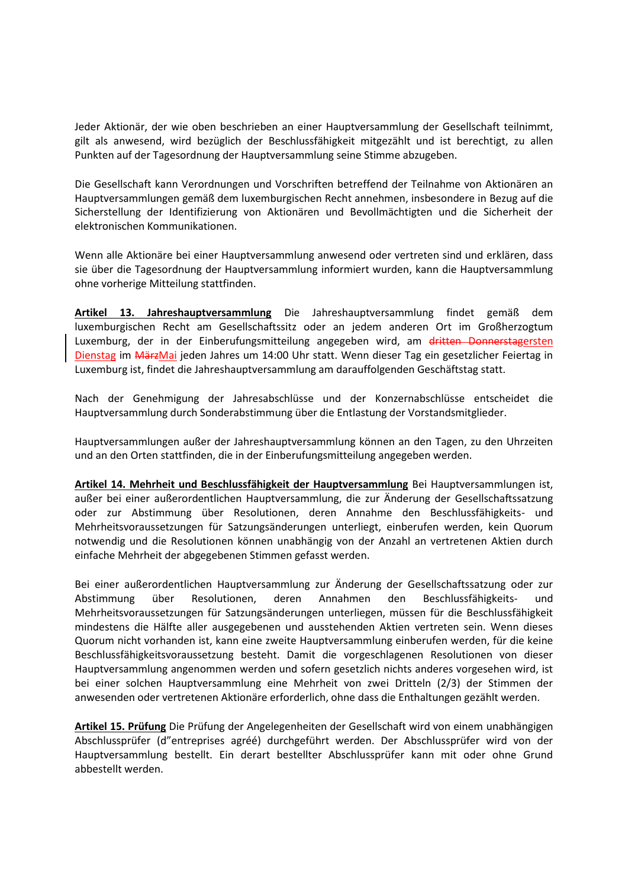Jeder Aktionär, der wie oben beschrieben an einer Hauptversammlung der Gesellschaft teilnimmt, gilt als anwesend, wird bezüglich der Beschlussfähigkeit mitgezählt und ist berechtigt, zu allen Punkten auf der Tagesordnung der Hauptversammlung seine Stimme abzugeben.

Die Gesellschaft kann Verordnungen und Vorschriften betreffend der Teilnahme von Aktionären an Hauptversammlungen gemäß dem luxemburgischen Recht annehmen, insbesondere in Bezug auf die Sicherstellung der Identifizierung von Aktionären und Bevollmächtigten und die Sicherheit der elektronischen Kommunikationen.

Wenn alle Aktionäre bei einer Hauptversammlung anwesend oder vertreten sind und erklären, dass sie über die Tagesordnung der Hauptversammlung informiert wurden, kann die Hauptversammlung ohne vorherige Mitteilung stattfinden.

**Artikel 13. Jahreshauptversammlung** Die Jahreshauptversammlung findet gemäß dem luxemburgischen Recht am Gesellschaftssitz oder an jedem anderen Ort im Großherzogtum Luxemburg, der in der Einberufungsmitteilung angegeben wird, am ~~dritten Donnerstag~~ersten Dienstag im ~~März~~Mai jeden Jahres um 14:00 Uhr statt. Wenn dieser Tag ein gesetzlicher Feiertag in Luxemburg ist, findet die Jahreshauptversammlung am darauffolgenden Geschäftstag statt.

Nach der Genehmigung der Jahresabschlüsse und der Konzernabschlüsse entscheidet die Hauptversammlung durch Sonderabstimmung über die Entlastung der Vorstandsmitglieder.

Hauptversammlungen außer der Jahreshauptversammlung können an den Tagen, zu den Uhrzeiten und an den Orten stattfinden, die in der Einberufungsmitteilung angegeben werden.

**Artikel 14. Mehrheit und Beschlussfähigkeit der Hauptversammlung** Bei Hauptversammlungen ist, außer bei einer außerordentlichen Hauptversammlung, die zur Änderung der Gesellschaftssatzung oder zur Abstimmung über Resolutionen, deren Annahme den Beschlussfähigkeits- und Mehrheitsvoraussetzungen für Satzungsänderungen unterliegt, einberufen werden, kein Quorum notwendig und die Resolutionen können unabhängig von der Anzahl an vertretenen Aktien durch einfache Mehrheit der abgegebenen Stimmen gefasst werden.

Bei einer außerordentlichen Hauptversammlung zur Änderung der Gesellschaftssatzung oder zur Abstimmung über Resolutionen, deren Annahmen den Beschlussfähigkeits- und Mehrheitsvoraussetzungen für Satzungsänderungen unterliegen, müssen für die Beschlussfähigkeit mindestens die Hälfte aller ausgegebenen und ausstehenden Aktien vertreten sein. Wenn dieses Quorum nicht vorhanden ist, kann eine zweite Hauptversammlung einberufen werden, für die keine Beschlussfähigkeitsvoraussetzung besteht. Damit die vorgeschlagenen Resolutionen von dieser Hauptversammlung angenommen werden und sofern gesetzlich nichts anderes vorgesehen wird, ist bei einer solchen Hauptversammlung eine Mehrheit von zwei Dritteln (2/3) der Stimmen der anwesenden oder vertretenen Aktionäre erforderlich, ohne dass die Enthaltungen gezählt werden.

**Artikel 15. Prüfung** Die Prüfung der Angelegenheiten der Gesellschaft wird von einem unabhängigen Abschlussprüfer (d"entreprises agréé) durchgeführt werden. Der Abschlussprüfer wird von der Hauptversammlung bestellt. Ein derart bestellter Abschlussprüfer kann mit oder ohne Grund abbestellt werden.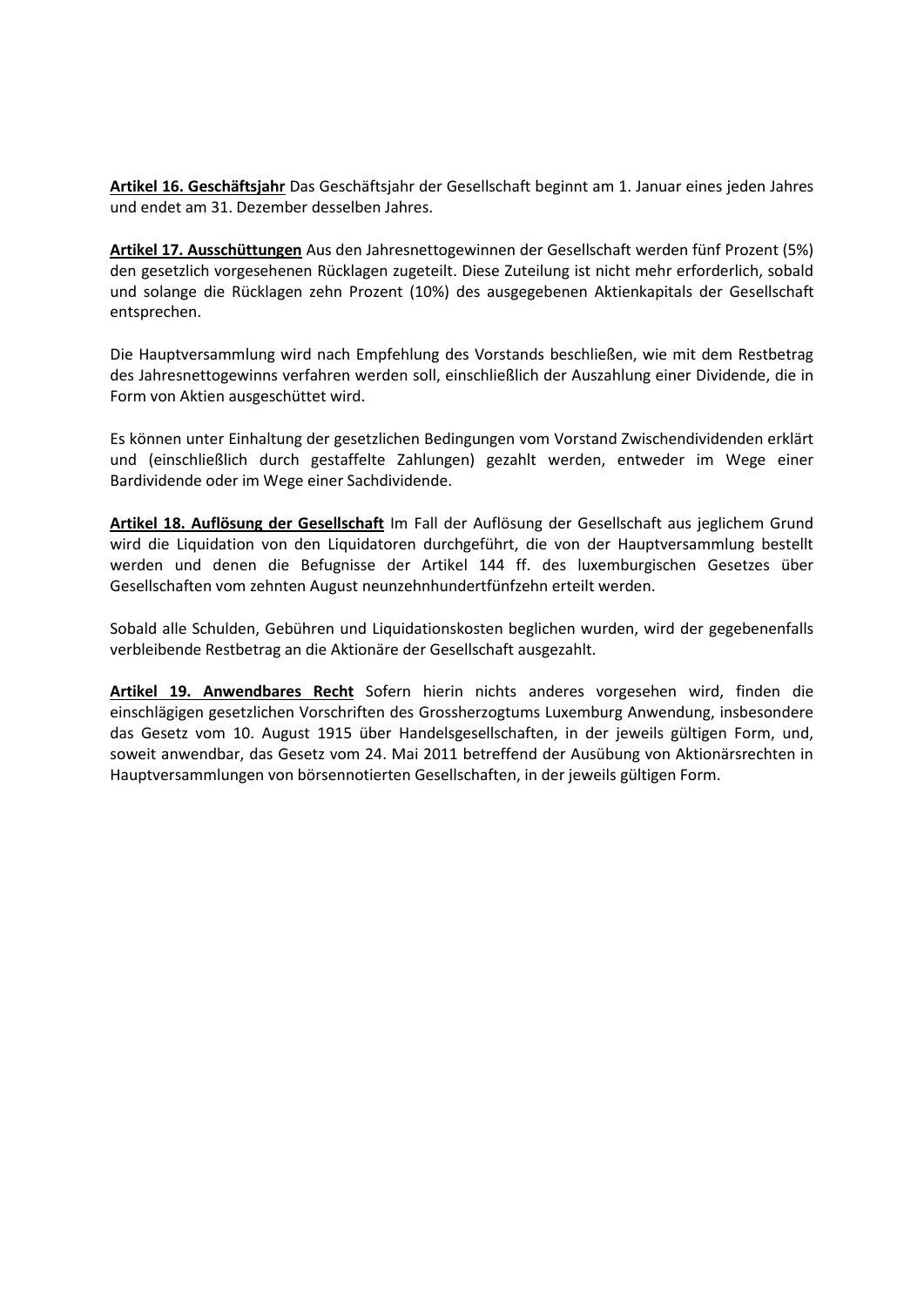**Artikel 16. Geschäftsjahr** Das Geschäftsjahr der Gesellschaft beginnt am 1. Januar eines jeden Jahres und endet am 31. Dezember desselben Jahres.

**Artikel 17. Ausschüttungen** Aus den Jahresnettogewinnen der Gesellschaft werden fünf Prozent (5%) den gesetzlich vorgesehenen Rücklagen zugeteilt. Diese Zuteilung ist nicht mehr erforderlich, sobald und solange die Rücklagen zehn Prozent (10%) des ausgegebenen Aktienkapitals der Gesellschaft entsprechen.

Die Hauptversammlung wird nach Empfehlung des Vorstands beschließen, wie mit dem Restbetrag des Jahresnettogewinns verfahren werden soll, einschließlich der Auszahlung einer Dividende, die in Form von Aktien ausgeschüttet wird.

Es können unter Einhaltung der gesetzlichen Bedingungen vom Vorstand Zwischendividenden erklärt und (einschließlich durch gestaffelte Zahlungen) gezahlt werden, entweder im Wege einer Bardividende oder im Wege einer Sachdividende.

**Artikel 18. Auflösung der Gesellschaft** Im Fall der Auflösung der Gesellschaft aus jeglichem Grund wird die Liquidation von den Liquidatoren durchgeführt, die von der Hauptversammlung bestellt werden und denen die Befugnisse der Artikel 144 ff. des luxemburgischen Gesetzes über Gesellschaften vom zehnten August neunzehnhundertfünfzehn erteilt werden.

Sobald alle Schulden, Gebühren und Liquidationskosten beglichen wurden, wird der gegebenenfalls verbleibende Restbetrag an die Aktionäre der Gesellschaft ausgezahlt.

**Artikel 19. Anwendbares Recht** Sofern hierin nichts anderes vorgesehen wird, finden die einschlägigen gesetzlichen Vorschriften des Grossherzogtums Luxemburg Anwendung, insbesondere das Gesetz vom 10. August 1915 über Handelsgesellschaften, in der jeweils gültigen Form, und, soweit anwendbar, das Gesetz vom 24. Mai 2011 betreffend der Ausübung von Aktionärsrechten in Hauptversammlungen von börsennotierten Gesellschaften, in der jeweils gültigen Form.